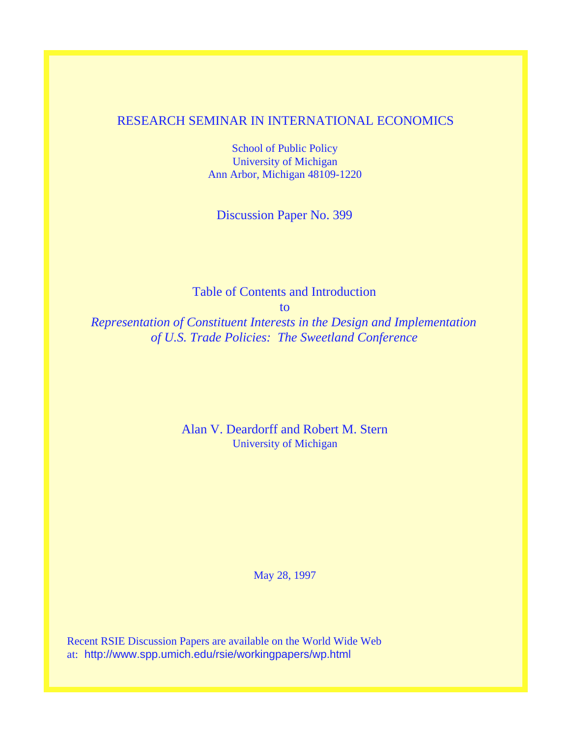RESEARCH SEMINAR IN INTERNATIONAL ECONOMICS

School of Public Policy
University of Michigan
Ann Arbor, Michigan 48109-1220

Discussion Paper No. 399

# Table of Contents and Introduction
to
*Representation of Constituent Interests in the Design and Implementation of U.S. Trade Policies: The Sweetland Conference*

Alan V. Deardorff and Robert M. Stern
University of Michigan

May 28, 1997

Recent RSIE Discussion Papers are available on the World Wide Web at: http://www.spp.umich.edu/rsie/workingpapers/wp.html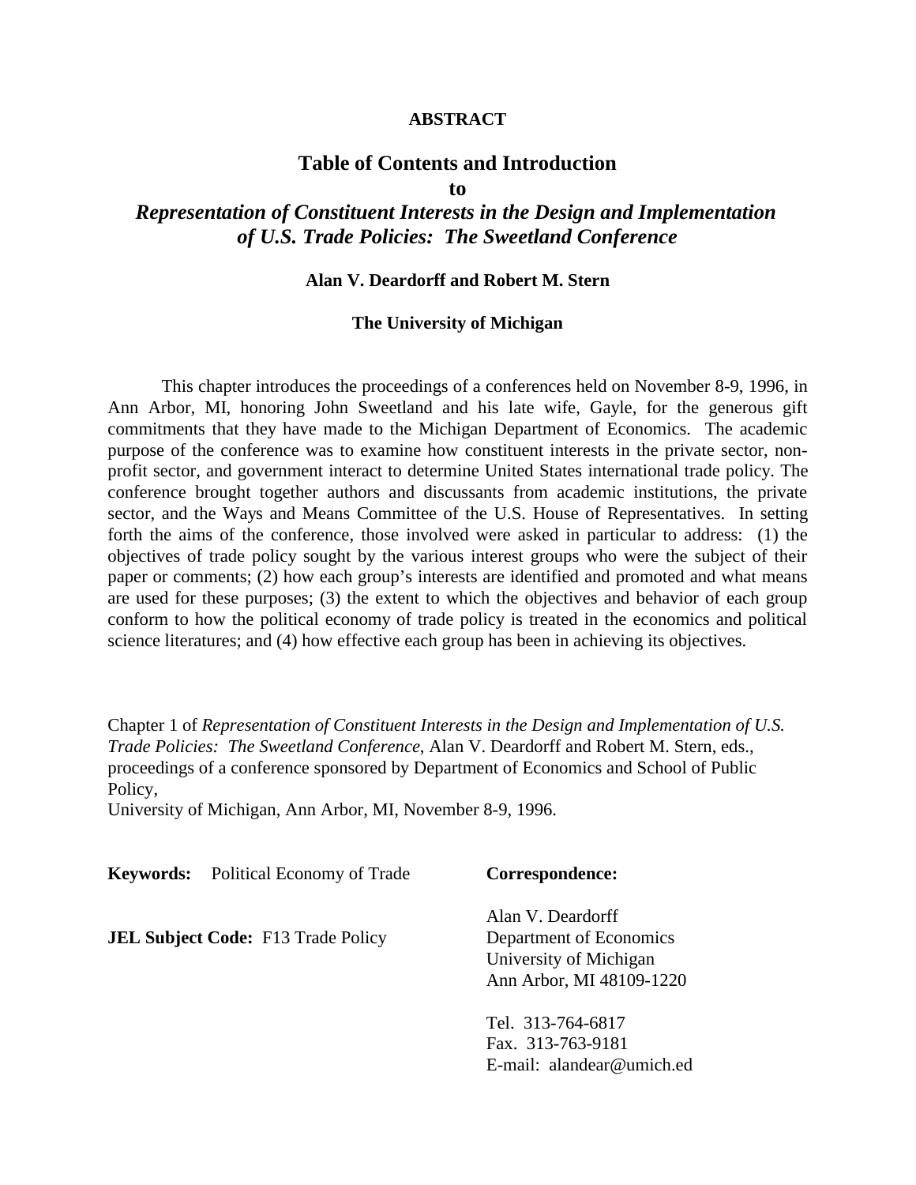**ABSTRACT**

# Table of Contents and Introduction
# to
# *Representation of Constituent Interests in the Design and Implementation of U.S. Trade Policies: The Sweetland Conference*

**Alan V. Deardorff and Robert M. Stern**

**The University of Michigan**

This chapter introduces the proceedings of a conferences held on November 8-9, 1996, in Ann Arbor, MI, honoring John Sweetland and his late wife, Gayle, for the generous gift commitments that they have made to the Michigan Department of Economics. The academic purpose of the conference was to examine how constituent interests in the private sector, non-profit sector, and government interact to determine United States international trade policy. The conference brought together authors and discussants from academic institutions, the private sector, and the Ways and Means Committee of the U.S. House of Representatives. In setting forth the aims of the conference, those involved were asked in particular to address: (1) the objectives of trade policy sought by the various interest groups who were the subject of their paper or comments; (2) how each group's interests are identified and promoted and what means are used for these purposes; (3) the extent to which the objectives and behavior of each group conform to how the political economy of trade policy is treated in the economics and political science literatures; and (4) how effective each group has been in achieving its objectives.

Chapter 1 of *Representation of Constituent Interests in the Design and Implementation of U.S. Trade Policies: The Sweetland Conference*, Alan V. Deardorff and Robert M. Stern, eds., proceedings of a conference sponsored by Department of Economics and School of Public Policy,
University of Michigan, Ann Arbor, MI, November 8-9, 1996.

**Keywords:** Political Economy of Trade

**JEL Subject Code:** F13 Trade Policy

**Correspondence:**

Alan V. Deardorff
Department of Economics
University of Michigan
Ann Arbor, MI 48109-1220

Tel. 313-764-6817
Fax. 313-763-9181
E-mail: alandear@umich.ed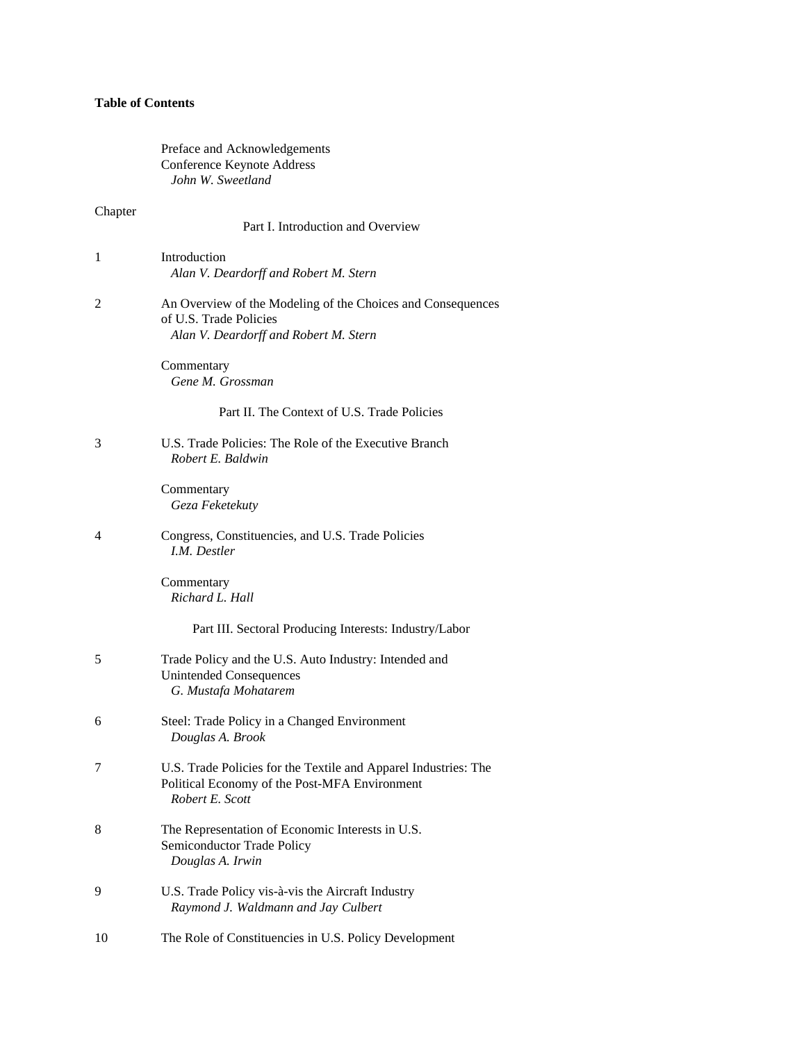**Table of Contents**

Preface and Acknowledgements
Conference Keynote Address
*John W. Sweetland*

Chapter

Part I. Introduction and Overview

1 Introduction
*Alan V. Deardorff and Robert M. Stern*

2 An Overview of the Modeling of the Choices and Consequences of U.S. Trade Policies
*Alan V. Deardorff and Robert M. Stern*

Commentary
*Gene M. Grossman*

Part II. The Context of U.S. Trade Policies

3 U.S. Trade Policies: The Role of the Executive Branch
*Robert E. Baldwin*

Commentary
*Geza Feketekuty*

4 Congress, Constituencies, and U.S. Trade Policies
*I.M. Destler*

Commentary
*Richard L. Hall*

Part III. Sectoral Producing Interests: Industry/Labor

5 Trade Policy and the U.S. Auto Industry: Intended and Unintended Consequences
*G. Mustafa Mohatarem*

6 Steel: Trade Policy in a Changed Environment
*Douglas A. Brook*

7 U.S. Trade Policies for the Textile and Apparel Industries: The Political Economy of the Post-MFA Environment
*Robert E. Scott*

8 The Representation of Economic Interests in U.S. Semiconductor Trade Policy
*Douglas A. Irwin*

9 U.S. Trade Policy vis-à-vis the Aircraft Industry
*Raymond J. Waldmann and Jay Culbert*

10 The Role of Constituencies in U.S. Policy Development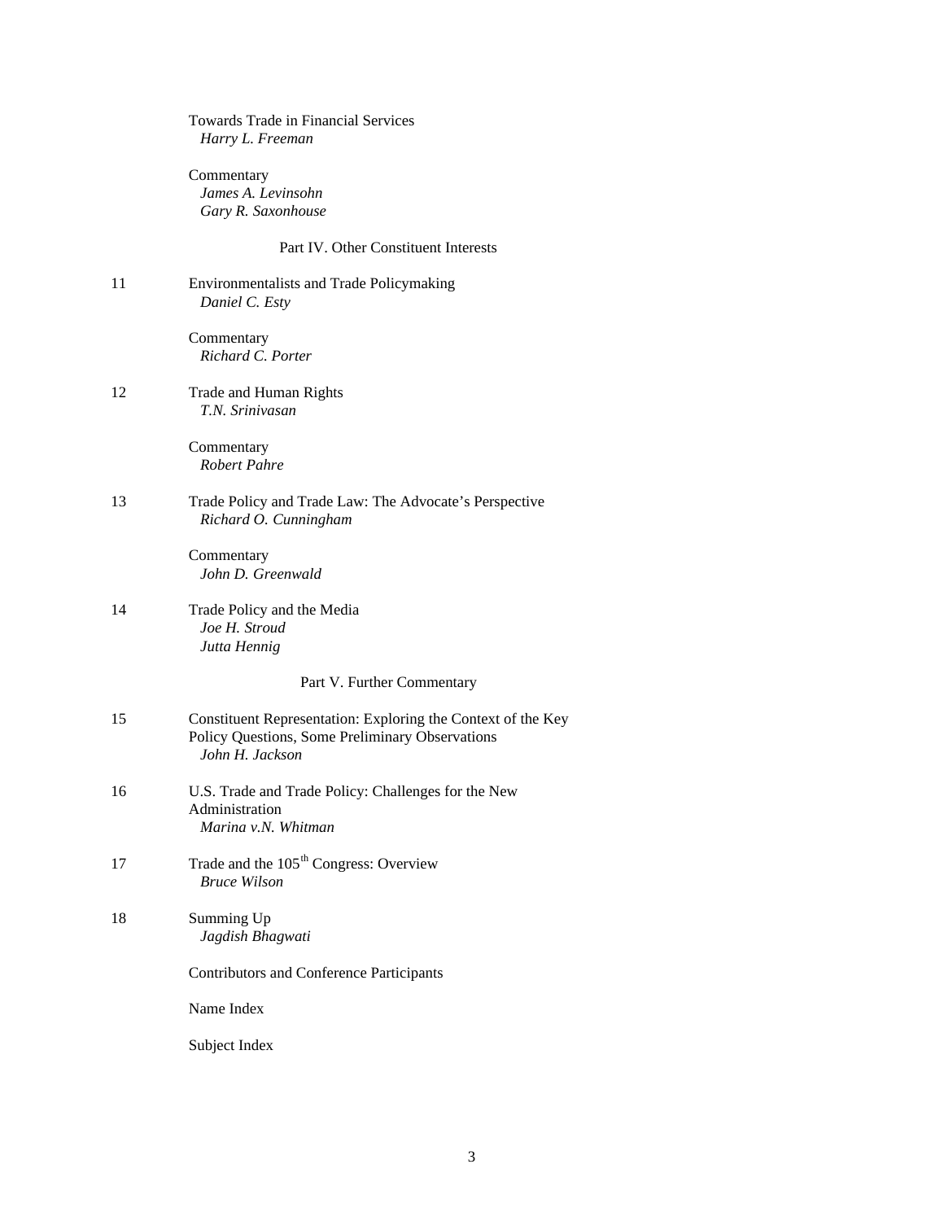Towards Trade in Financial Services
*Harry L. Freeman*

Commentary
*James A. Levinsohn*
*Gary R. Saxonhouse*

## Part IV. Other Constituent Interests

11 Environmentalists and Trade Policymaking
*Daniel C. Esty*

Commentary
*Richard C. Porter*

12 Trade and Human Rights
*T.N. Srinivasan*

Commentary
*Robert Pahre*

13 Trade Policy and Trade Law: The Advocate's Perspective
*Richard O. Cunningham*

Commentary
*John D. Greenwald*

14 Trade Policy and the Media
*Joe H. Stroud*
*Jutta Hennig*

## Part V. Further Commentary

15 Constituent Representation: Exploring the Context of the Key Policy Questions, Some Preliminary Observations
*John H. Jackson*

16 U.S. Trade and Trade Policy: Challenges for the New Administration
*Marina v.N. Whitman*

17 Trade and the 105th Congress: Overview
*Bruce Wilson*

18 Summing Up
*Jagdish Bhagwati*

Contributors and Conference Participants

Name Index

Subject Index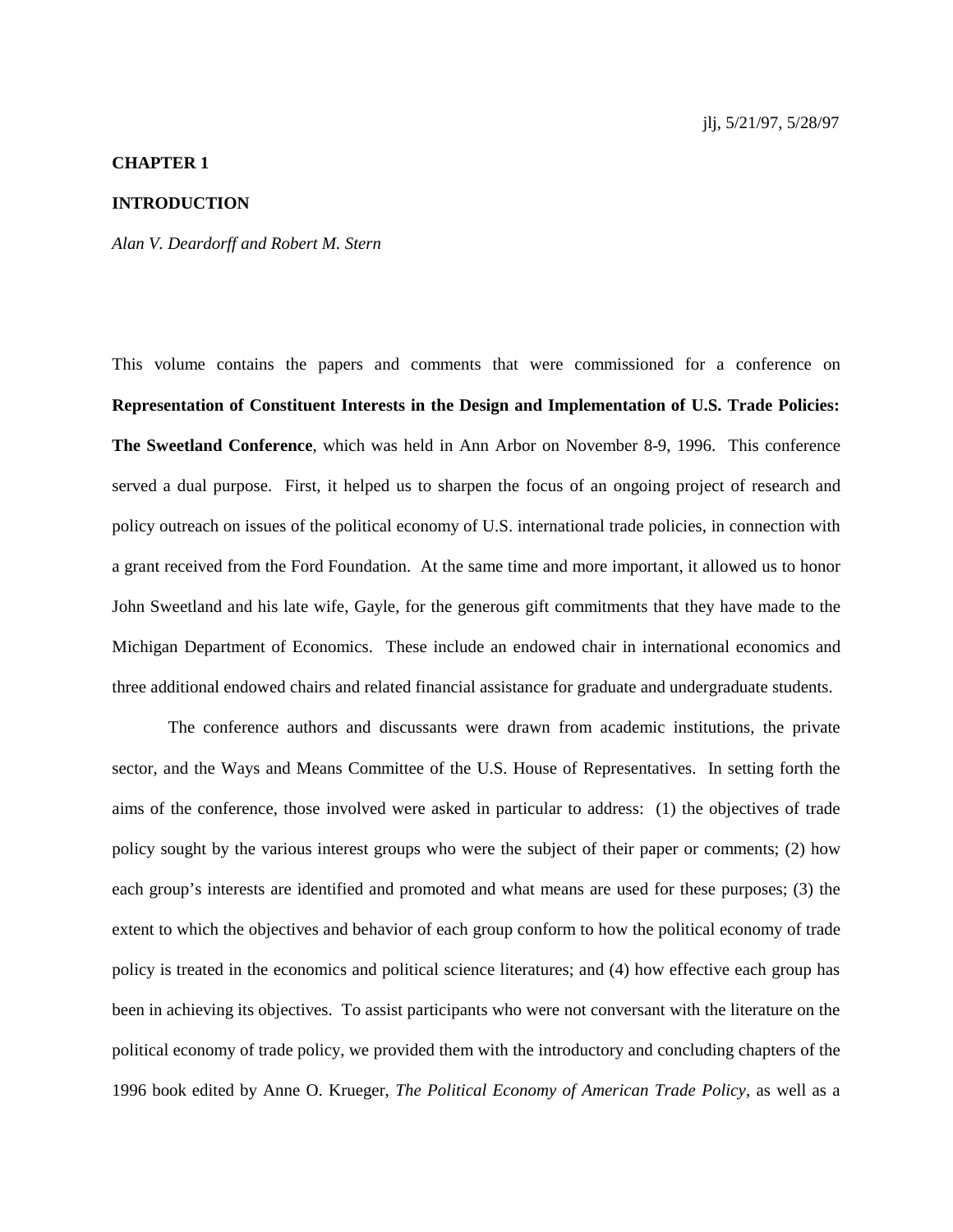jlj, 5/21/97, 5/28/97

# CHAPTER 1

## INTRODUCTION

*Alan V. Deardorff and Robert M. Stern*

This volume contains the papers and comments that were commissioned for a conference on **Representation of Constituent Interests in the Design and Implementation of U.S. Trade Policies: The Sweetland Conference**, which was held in Ann Arbor on November 8-9, 1996. This conference served a dual purpose. First, it helped us to sharpen the focus of an ongoing project of research and policy outreach on issues of the political economy of U.S. international trade policies, in connection with a grant received from the Ford Foundation. At the same time and more important, it allowed us to honor John Sweetland and his late wife, Gayle, for the generous gift commitments that they have made to the Michigan Department of Economics. These include an endowed chair in international economics and three additional endowed chairs and related financial assistance for graduate and undergraduate students.

The conference authors and discussants were drawn from academic institutions, the private sector, and the Ways and Means Committee of the U.S. House of Representatives. In setting forth the aims of the conference, those involved were asked in particular to address: (1) the objectives of trade policy sought by the various interest groups who were the subject of their paper or comments; (2) how each group's interests are identified and promoted and what means are used for these purposes; (3) the extent to which the objectives and behavior of each group conform to how the political economy of trade policy is treated in the economics and political science literatures; and (4) how effective each group has been in achieving its objectives. To assist participants who were not conversant with the literature on the political economy of trade policy, we provided them with the introductory and concluding chapters of the 1996 book edited by Anne O. Krueger, *The Political Economy of American Trade Policy*, as well as a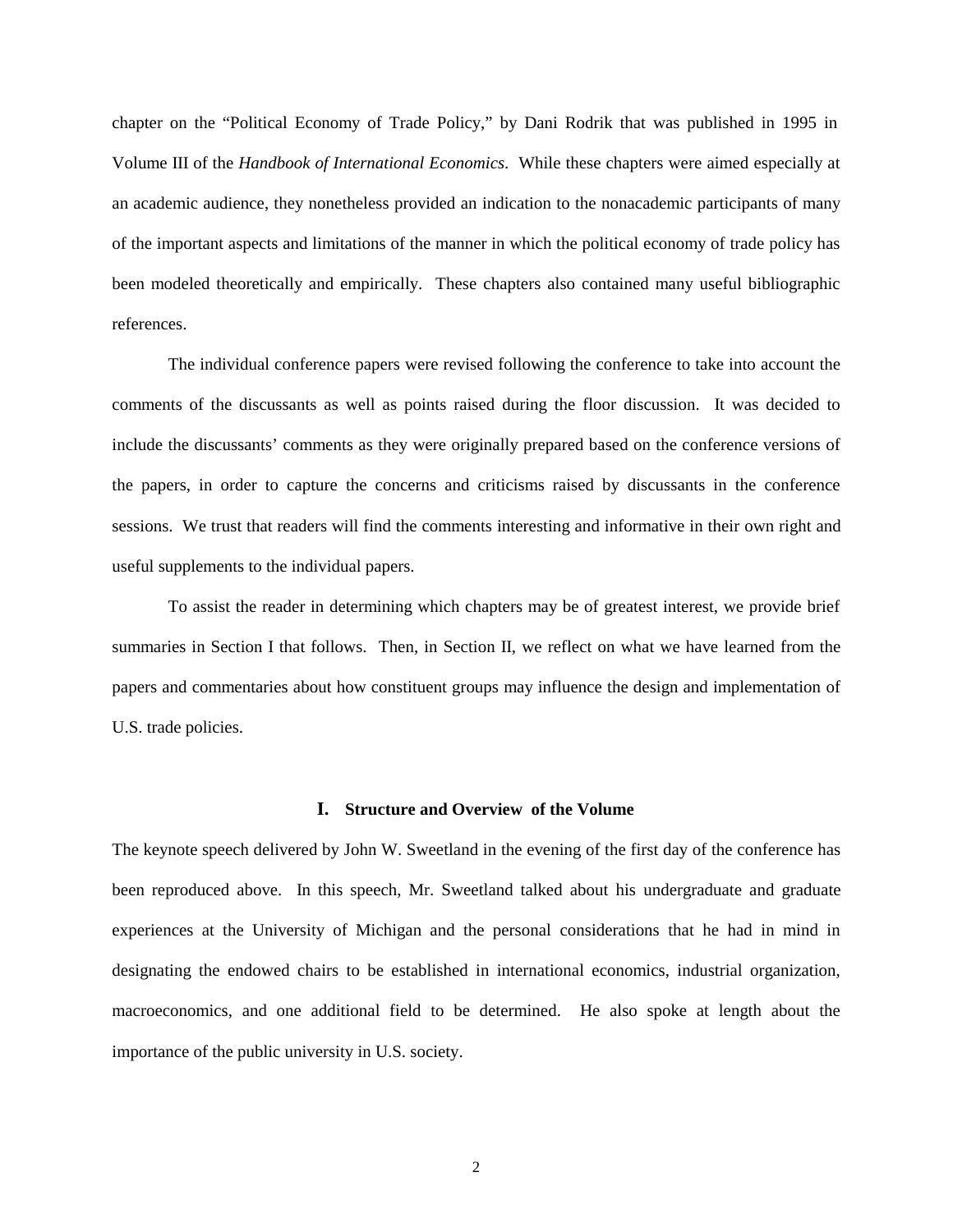chapter on the "Political Economy of Trade Policy," by Dani Rodrik that was published in 1995 in Volume III of the *Handbook of International Economics*. While these chapters were aimed especially at an academic audience, they nonetheless provided an indication to the nonacademic participants of many of the important aspects and limitations of the manner in which the political economy of trade policy has been modeled theoretically and empirically. These chapters also contained many useful bibliographic references.

The individual conference papers were revised following the conference to take into account the comments of the discussants as well as points raised during the floor discussion. It was decided to include the discussants' comments as they were originally prepared based on the conference versions of the papers, in order to capture the concerns and criticisms raised by discussants in the conference sessions. We trust that readers will find the comments interesting and informative in their own right and useful supplements to the individual papers.

To assist the reader in determining which chapters may be of greatest interest, we provide brief summaries in Section I that follows. Then, in Section II, we reflect on what we have learned from the papers and commentaries about how constituent groups may influence the design and implementation of U.S. trade policies.

## I. Structure and Overview of the Volume

The keynote speech delivered by John W. Sweetland in the evening of the first day of the conference has been reproduced above. In this speech, Mr. Sweetland talked about his undergraduate and graduate experiences at the University of Michigan and the personal considerations that he had in mind in designating the endowed chairs to be established in international economics, industrial organization, macroeconomics, and one additional field to be determined. He also spoke at length about the importance of the public university in U.S. society.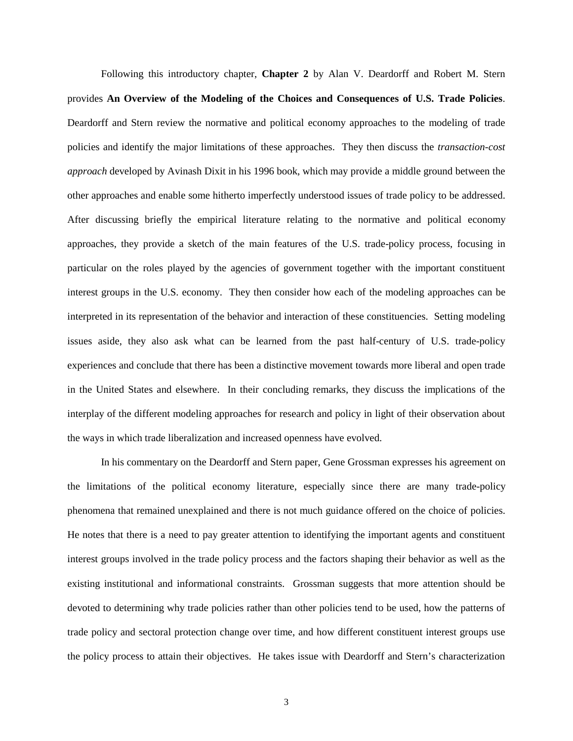Following this introductory chapter, **Chapter 2** by Alan V. Deardorff and Robert M. Stern provides **An Overview of the Modeling of the Choices and Consequences of U.S. Trade Policies**. Deardorff and Stern review the normative and political economy approaches to the modeling of trade policies and identify the major limitations of these approaches. They then discuss the *transaction-cost approach* developed by Avinash Dixit in his 1996 book, which may provide a middle ground between the other approaches and enable some hitherto imperfectly understood issues of trade policy to be addressed. After discussing briefly the empirical literature relating to the normative and political economy approaches, they provide a sketch of the main features of the U.S. trade-policy process, focusing in particular on the roles played by the agencies of government together with the important constituent interest groups in the U.S. economy. They then consider how each of the modeling approaches can be interpreted in its representation of the behavior and interaction of these constituencies. Setting modeling issues aside, they also ask what can be learned from the past half-century of U.S. trade-policy experiences and conclude that there has been a distinctive movement towards more liberal and open trade in the United States and elsewhere. In their concluding remarks, they discuss the implications of the interplay of the different modeling approaches for research and policy in light of their observation about the ways in which trade liberalization and increased openness have evolved.

In his commentary on the Deardorff and Stern paper, Gene Grossman expresses his agreement on the limitations of the political economy literature, especially since there are many trade-policy phenomena that remained unexplained and there is not much guidance offered on the choice of policies. He notes that there is a need to pay greater attention to identifying the important agents and constituent interest groups involved in the trade policy process and the factors shaping their behavior as well as the existing institutional and informational constraints. Grossman suggests that more attention should be devoted to determining why trade policies rather than other policies tend to be used, how the patterns of trade policy and sectoral protection change over time, and how different constituent interest groups use the policy process to attain their objectives. He takes issue with Deardorff and Stern's characterization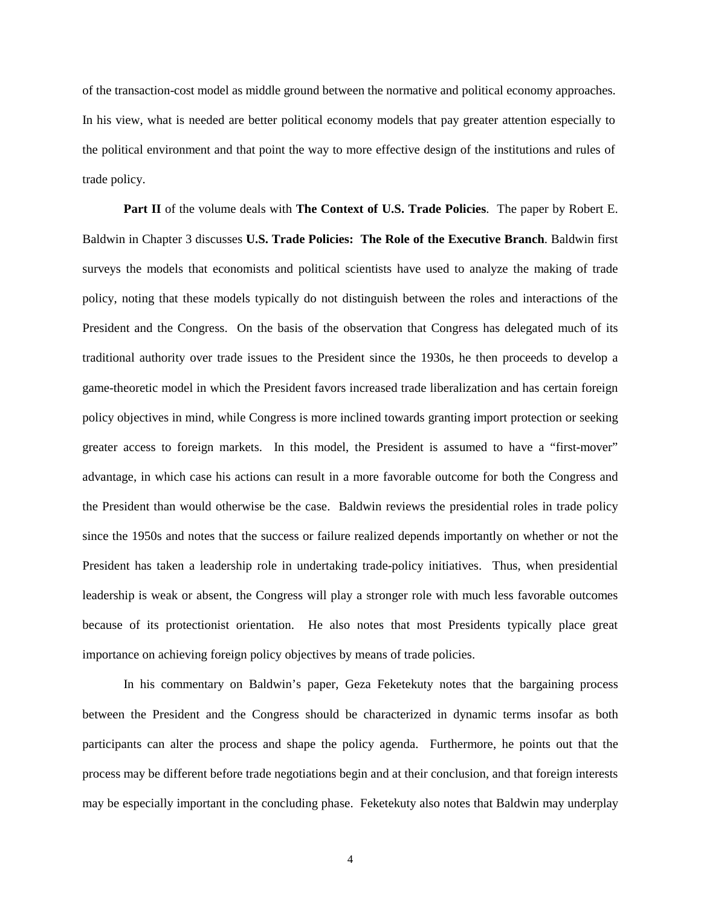of the transaction-cost model as middle ground between the normative and political economy approaches. In his view, what is needed are better political economy models that pay greater attention especially to the political environment and that point the way to more effective design of the institutions and rules of trade policy.

**Part II** of the volume deals with **The Context of U.S. Trade Policies**. The paper by Robert E. Baldwin in Chapter 3 discusses **U.S. Trade Policies: The Role of the Executive Branch**. Baldwin first surveys the models that economists and political scientists have used to analyze the making of trade policy, noting that these models typically do not distinguish between the roles and interactions of the President and the Congress. On the basis of the observation that Congress has delegated much of its traditional authority over trade issues to the President since the 1930s, he then proceeds to develop a game-theoretic model in which the President favors increased trade liberalization and has certain foreign policy objectives in mind, while Congress is more inclined towards granting import protection or seeking greater access to foreign markets. In this model, the President is assumed to have a "first-mover" advantage, in which case his actions can result in a more favorable outcome for both the Congress and the President than would otherwise be the case. Baldwin reviews the presidential roles in trade policy since the 1950s and notes that the success or failure realized depends importantly on whether or not the President has taken a leadership role in undertaking trade-policy initiatives. Thus, when presidential leadership is weak or absent, the Congress will play a stronger role with much less favorable outcomes because of its protectionist orientation. He also notes that most Presidents typically place great importance on achieving foreign policy objectives by means of trade policies.

In his commentary on Baldwin's paper, Geza Feketekuty notes that the bargaining process between the President and the Congress should be characterized in dynamic terms insofar as both participants can alter the process and shape the policy agenda. Furthermore, he points out that the process may be different before trade negotiations begin and at their conclusion, and that foreign interests may be especially important in the concluding phase. Feketekuty also notes that Baldwin may underplay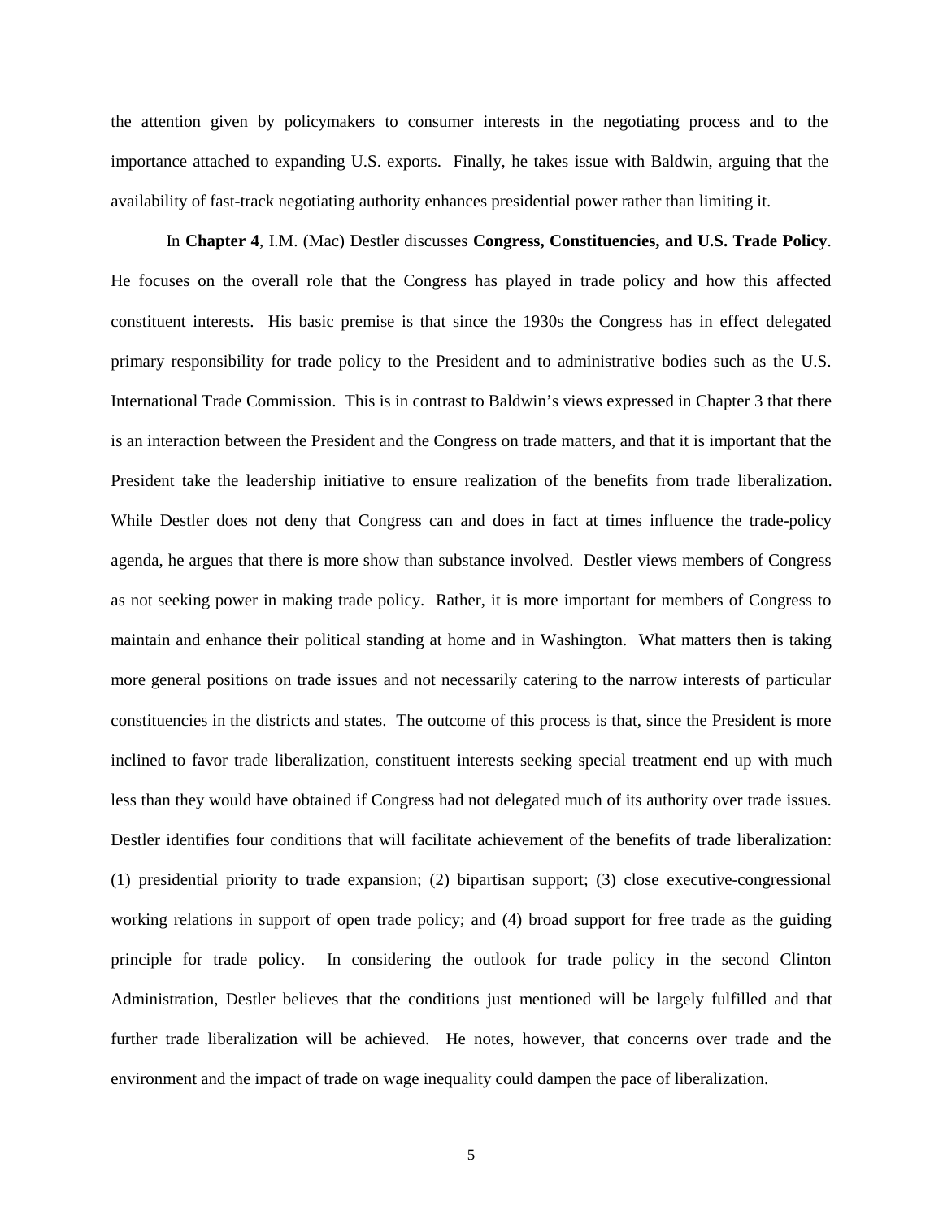the attention given by policymakers to consumer interests in the negotiating process and to the importance attached to expanding U.S. exports. Finally, he takes issue with Baldwin, arguing that the availability of fast-track negotiating authority enhances presidential power rather than limiting it.

In **Chapter 4**, I.M. (Mac) Destler discusses **Congress, Constituencies, and U.S. Trade Policy**. He focuses on the overall role that the Congress has played in trade policy and how this affected constituent interests. His basic premise is that since the 1930s the Congress has in effect delegated primary responsibility for trade policy to the President and to administrative bodies such as the U.S. International Trade Commission. This is in contrast to Baldwin's views expressed in Chapter 3 that there is an interaction between the President and the Congress on trade matters, and that it is important that the President take the leadership initiative to ensure realization of the benefits from trade liberalization. While Destler does not deny that Congress can and does in fact at times influence the trade-policy agenda, he argues that there is more show than substance involved. Destler views members of Congress as not seeking power in making trade policy. Rather, it is more important for members of Congress to maintain and enhance their political standing at home and in Washington. What matters then is taking more general positions on trade issues and not necessarily catering to the narrow interests of particular constituencies in the districts and states. The outcome of this process is that, since the President is more inclined to favor trade liberalization, constituent interests seeking special treatment end up with much less than they would have obtained if Congress had not delegated much of its authority over trade issues. Destler identifies four conditions that will facilitate achievement of the benefits of trade liberalization: (1) presidential priority to trade expansion; (2) bipartisan support; (3) close executive-congressional working relations in support of open trade policy; and (4) broad support for free trade as the guiding principle for trade policy. In considering the outlook for trade policy in the second Clinton Administration, Destler believes that the conditions just mentioned will be largely fulfilled and that further trade liberalization will be achieved. He notes, however, that concerns over trade and the environment and the impact of trade on wage inequality could dampen the pace of liberalization.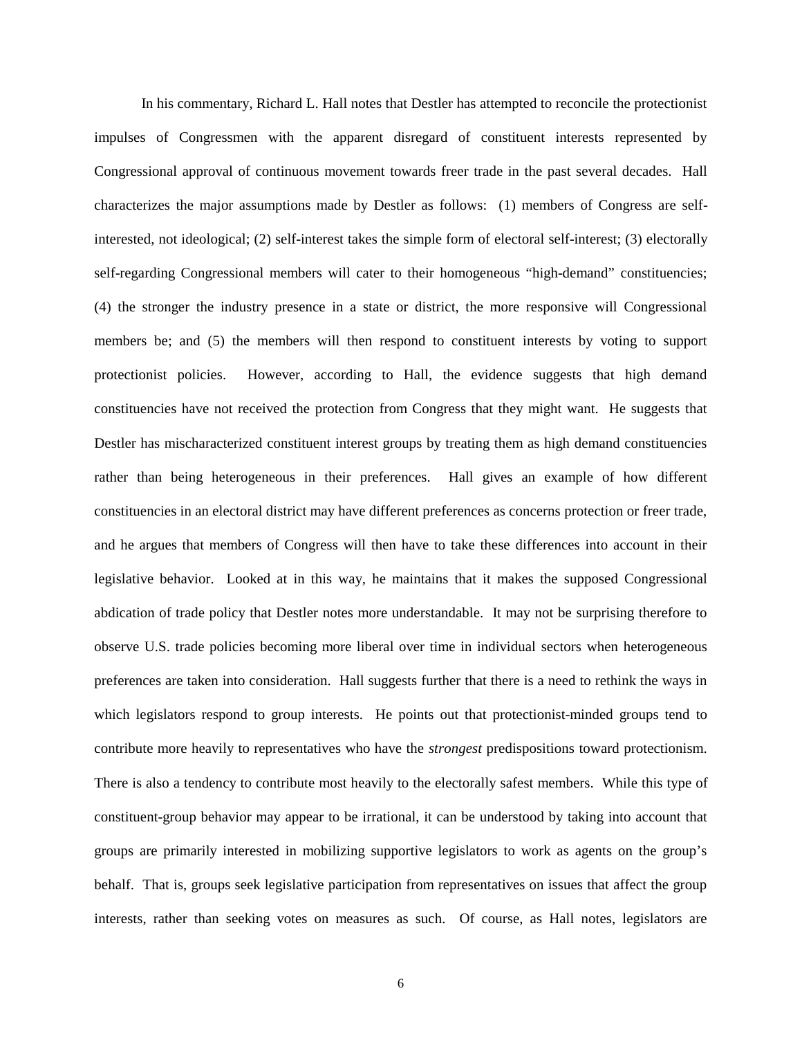In his commentary, Richard L. Hall notes that Destler has attempted to reconcile the protectionist impulses of Congressmen with the apparent disregard of constituent interests represented by Congressional approval of continuous movement towards freer trade in the past several decades. Hall characterizes the major assumptions made by Destler as follows: (1) members of Congress are self-interested, not ideological; (2) self-interest takes the simple form of electoral self-interest; (3) electorally self-regarding Congressional members will cater to their homogeneous "high-demand" constituencies; (4) the stronger the industry presence in a state or district, the more responsive will Congressional members be; and (5) the members will then respond to constituent interests by voting to support protectionist policies. However, according to Hall, the evidence suggests that high demand constituencies have not received the protection from Congress that they might want. He suggests that Destler has mischaracterized constituent interest groups by treating them as high demand constituencies rather than being heterogeneous in their preferences. Hall gives an example of how different constituencies in an electoral district may have different preferences as concerns protection or freer trade, and he argues that members of Congress will then have to take these differences into account in their legislative behavior. Looked at in this way, he maintains that it makes the supposed Congressional abdication of trade policy that Destler notes more understandable. It may not be surprising therefore to observe U.S. trade policies becoming more liberal over time in individual sectors when heterogeneous preferences are taken into consideration. Hall suggests further that there is a need to rethink the ways in which legislators respond to group interests. He points out that protectionist-minded groups tend to contribute more heavily to representatives who have the *strongest* predispositions toward protectionism. There is also a tendency to contribute most heavily to the electorally safest members. While this type of constituent-group behavior may appear to be irrational, it can be understood by taking into account that groups are primarily interested in mobilizing supportive legislators to work as agents on the group's behalf. That is, groups seek legislative participation from representatives on issues that affect the group interests, rather than seeking votes on measures as such. Of course, as Hall notes, legislators are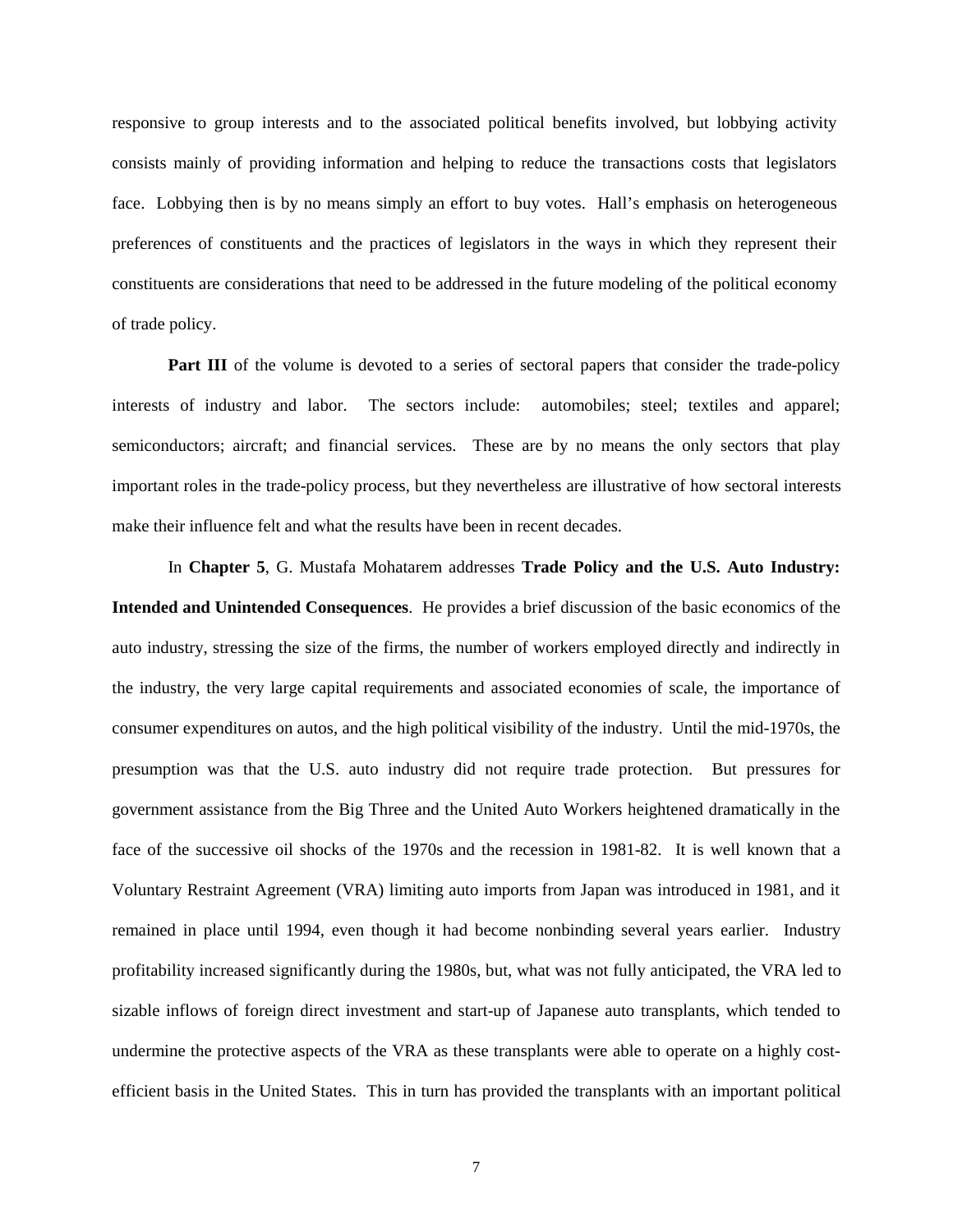responsive to group interests and to the associated political benefits involved, but lobbying activity consists mainly of providing information and helping to reduce the transactions costs that legislators face. Lobbying then is by no means simply an effort to buy votes. Hall's emphasis on heterogeneous preferences of constituents and the practices of legislators in the ways in which they represent their constituents are considerations that need to be addressed in the future modeling of the political economy of trade policy.

**Part III** of the volume is devoted to a series of sectoral papers that consider the trade-policy interests of industry and labor. The sectors include: automobiles; steel; textiles and apparel; semiconductors; aircraft; and financial services. These are by no means the only sectors that play important roles in the trade-policy process, but they nevertheless are illustrative of how sectoral interests make their influence felt and what the results have been in recent decades.

In **Chapter 5**, G. Mustafa Mohatarem addresses **Trade Policy and the U.S. Auto Industry: Intended and Unintended Consequences**. He provides a brief discussion of the basic economics of the auto industry, stressing the size of the firms, the number of workers employed directly and indirectly in the industry, the very large capital requirements and associated economies of scale, the importance of consumer expenditures on autos, and the high political visibility of the industry. Until the mid-1970s, the presumption was that the U.S. auto industry did not require trade protection. But pressures for government assistance from the Big Three and the United Auto Workers heightened dramatically in the face of the successive oil shocks of the 1970s and the recession in 1981-82. It is well known that a Voluntary Restraint Agreement (VRA) limiting auto imports from Japan was introduced in 1981, and it remained in place until 1994, even though it had become nonbinding several years earlier. Industry profitability increased significantly during the 1980s, but, what was not fully anticipated, the VRA led to sizable inflows of foreign direct investment and start-up of Japanese auto transplants, which tended to undermine the protective aspects of the VRA as these transplants were able to operate on a highly cost-efficient basis in the United States. This in turn has provided the transplants with an important political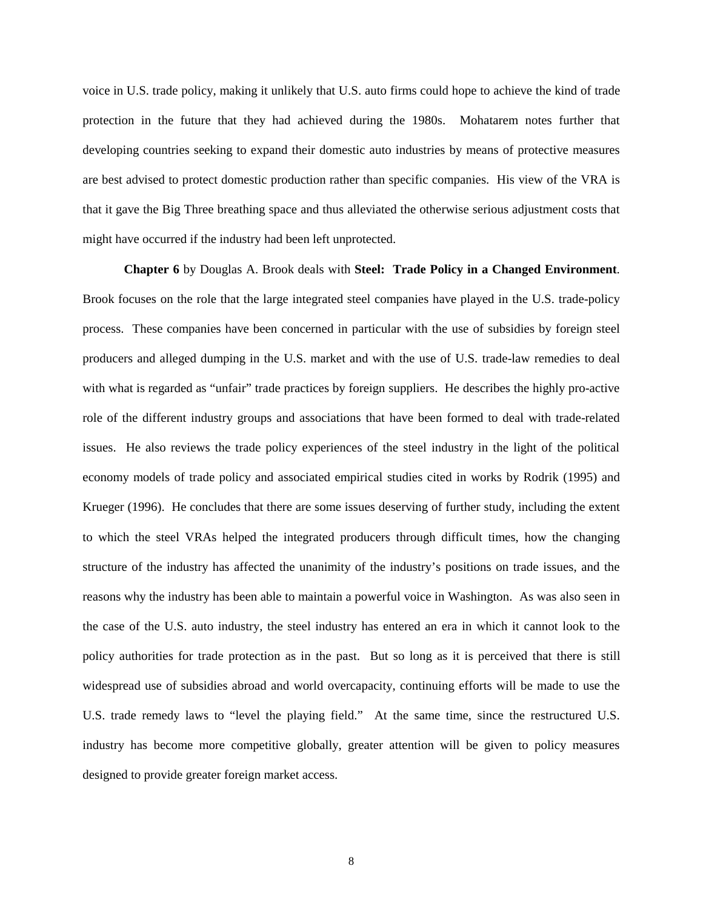voice in U.S. trade policy, making it unlikely that U.S. auto firms could hope to achieve the kind of trade protection in the future that they had achieved during the 1980s. Mohatarem notes further that developing countries seeking to expand their domestic auto industries by means of protective measures are best advised to protect domestic production rather than specific companies. His view of the VRA is that it gave the Big Three breathing space and thus alleviated the otherwise serious adjustment costs that might have occurred if the industry had been left unprotected.

**Chapter 6** by Douglas A. Brook deals with **Steel: Trade Policy in a Changed Environment**. Brook focuses on the role that the large integrated steel companies have played in the U.S. trade-policy process. These companies have been concerned in particular with the use of subsidies by foreign steel producers and alleged dumping in the U.S. market and with the use of U.S. trade-law remedies to deal with what is regarded as "unfair" trade practices by foreign suppliers. He describes the highly pro-active role of the different industry groups and associations that have been formed to deal with trade-related issues. He also reviews the trade policy experiences of the steel industry in the light of the political economy models of trade policy and associated empirical studies cited in works by Rodrik (1995) and Krueger (1996). He concludes that there are some issues deserving of further study, including the extent to which the steel VRAs helped the integrated producers through difficult times, how the changing structure of the industry has affected the unanimity of the industry's positions on trade issues, and the reasons why the industry has been able to maintain a powerful voice in Washington. As was also seen in the case of the U.S. auto industry, the steel industry has entered an era in which it cannot look to the policy authorities for trade protection as in the past. But so long as it is perceived that there is still widespread use of subsidies abroad and world overcapacity, continuing efforts will be made to use the U.S. trade remedy laws to "level the playing field." At the same time, since the restructured U.S. industry has become more competitive globally, greater attention will be given to policy measures designed to provide greater foreign market access.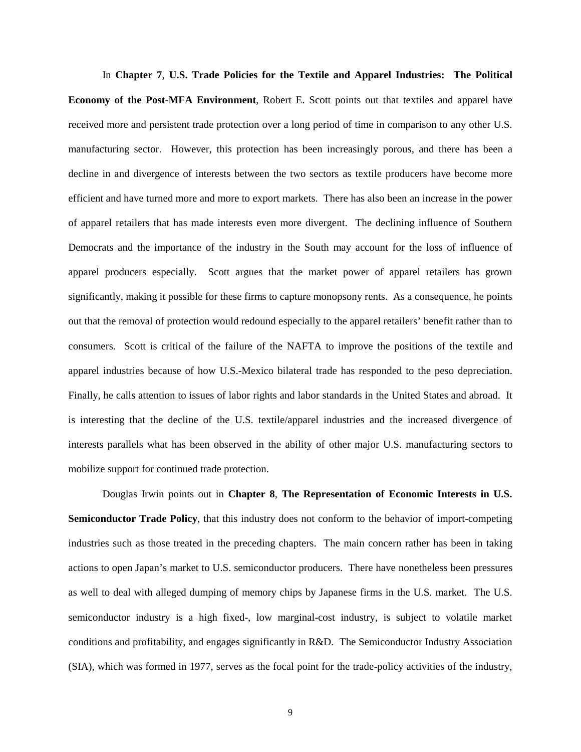In **Chapter 7**, **U.S. Trade Policies for the Textile and Apparel Industries: The Political Economy of the Post-MFA Environment**, Robert E. Scott points out that textiles and apparel have received more and persistent trade protection over a long period of time in comparison to any other U.S. manufacturing sector. However, this protection has been increasingly porous, and there has been a decline in and divergence of interests between the two sectors as textile producers have become more efficient and have turned more and more to export markets. There has also been an increase in the power of apparel retailers that has made interests even more divergent. The declining influence of Southern Democrats and the importance of the industry in the South may account for the loss of influence of apparel producers especially. Scott argues that the market power of apparel retailers has grown significantly, making it possible for these firms to capture monopsony rents. As a consequence, he points out that the removal of protection would redound especially to the apparel retailers' benefit rather than to consumers. Scott is critical of the failure of the NAFTA to improve the positions of the textile and apparel industries because of how U.S.-Mexico bilateral trade has responded to the peso depreciation. Finally, he calls attention to issues of labor rights and labor standards in the United States and abroad. It is interesting that the decline of the U.S. textile/apparel industries and the increased divergence of interests parallels what has been observed in the ability of other major U.S. manufacturing sectors to mobilize support for continued trade protection.

Douglas Irwin points out in **Chapter 8**, **The Representation of Economic Interests in U.S. Semiconductor Trade Policy**, that this industry does not conform to the behavior of import-competing industries such as those treated in the preceding chapters. The main concern rather has been in taking actions to open Japan's market to U.S. semiconductor producers. There have nonetheless been pressures as well to deal with alleged dumping of memory chips by Japanese firms in the U.S. market. The U.S. semiconductor industry is a high fixed-, low marginal-cost industry, is subject to volatile market conditions and profitability, and engages significantly in R&D. The Semiconductor Industry Association (SIA), which was formed in 1977, serves as the focal point for the trade-policy activities of the industry,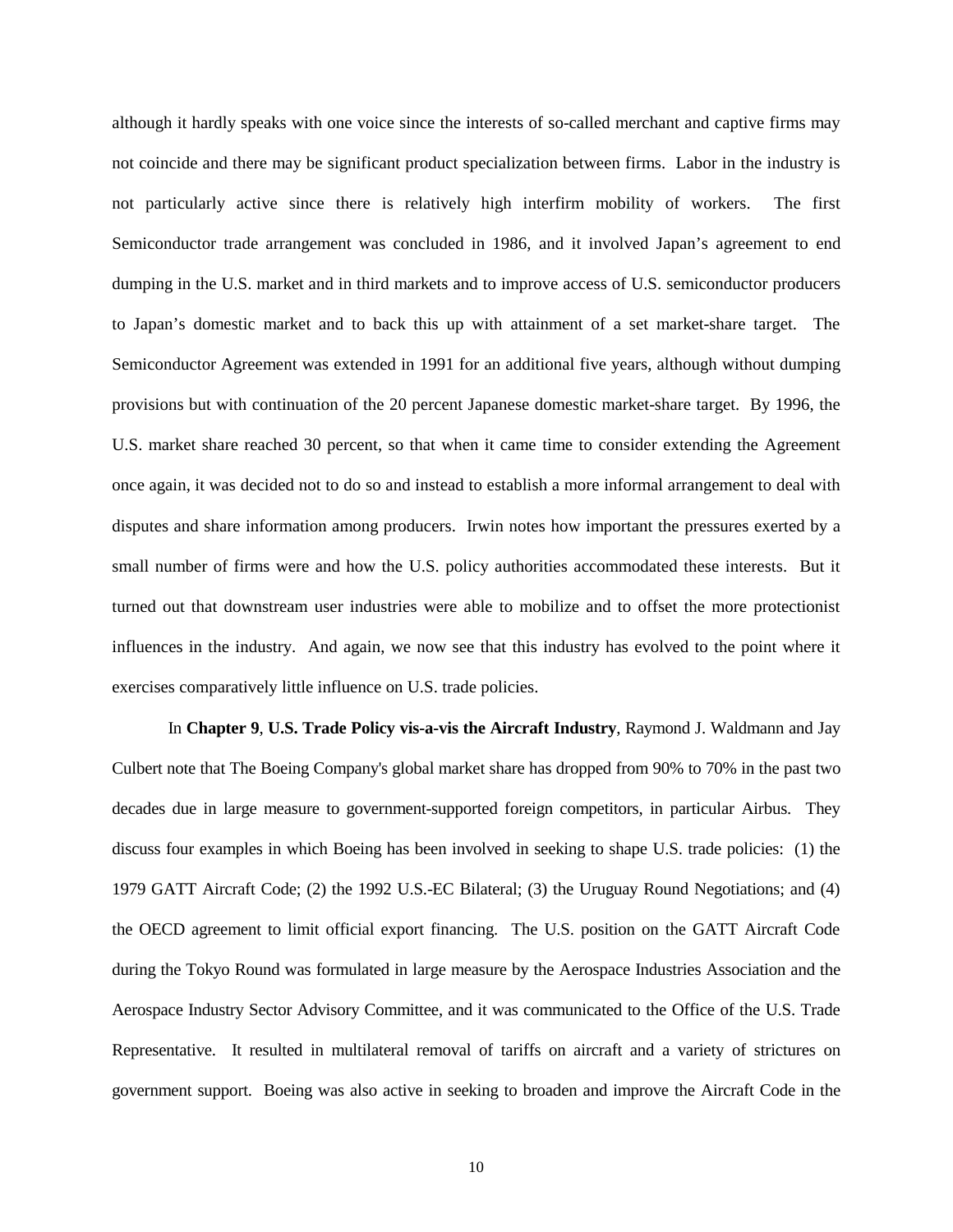although it hardly speaks with one voice since the interests of so-called merchant and captive firms may not coincide and there may be significant product specialization between firms. Labor in the industry is not particularly active since there is relatively high interfirm mobility of workers. The first Semiconductor trade arrangement was concluded in 1986, and it involved Japan's agreement to end dumping in the U.S. market and in third markets and to improve access of U.S. semiconductor producers to Japan's domestic market and to back this up with attainment of a set market-share target. The Semiconductor Agreement was extended in 1991 for an additional five years, although without dumping provisions but with continuation of the 20 percent Japanese domestic market-share target. By 1996, the U.S. market share reached 30 percent, so that when it came time to consider extending the Agreement once again, it was decided not to do so and instead to establish a more informal arrangement to deal with disputes and share information among producers. Irwin notes how important the pressures exerted by a small number of firms were and how the U.S. policy authorities accommodated these interests. But it turned out that downstream user industries were able to mobilize and to offset the more protectionist influences in the industry. And again, we now see that this industry has evolved to the point where it exercises comparatively little influence on U.S. trade policies.

In **Chapter 9**, **U.S. Trade Policy vis-a-vis the Aircraft Industry**, Raymond J. Waldmann and Jay Culbert note that The Boeing Company's global market share has dropped from 90% to 70% in the past two decades due in large measure to government-supported foreign competitors, in particular Airbus. They discuss four examples in which Boeing has been involved in seeking to shape U.S. trade policies: (1) the 1979 GATT Aircraft Code; (2) the 1992 U.S.-EC Bilateral; (3) the Uruguay Round Negotiations; and (4) the OECD agreement to limit official export financing. The U.S. position on the GATT Aircraft Code during the Tokyo Round was formulated in large measure by the Aerospace Industries Association and the Aerospace Industry Sector Advisory Committee, and it was communicated to the Office of the U.S. Trade Representative. It resulted in multilateral removal of tariffs on aircraft and a variety of strictures on government support. Boeing was also active in seeking to broaden and improve the Aircraft Code in the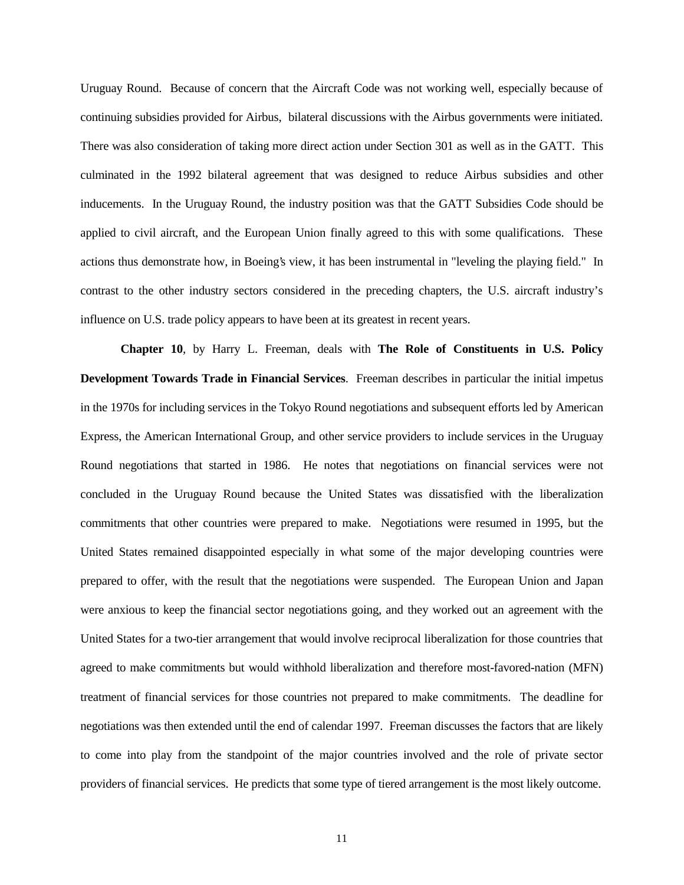Uruguay Round. Because of concern that the Aircraft Code was not working well, especially because of continuing subsidies provided for Airbus, bilateral discussions with the Airbus governments were initiated. There was also consideration of taking more direct action under Section 301 as well as in the GATT. This culminated in the 1992 bilateral agreement that was designed to reduce Airbus subsidies and other inducements. In the Uruguay Round, the industry position was that the GATT Subsidies Code should be applied to civil aircraft, and the European Union finally agreed to this with some qualifications. These actions thus demonstrate how, in Boeing's view, it has been instrumental in "leveling the playing field." In contrast to the other industry sectors considered in the preceding chapters, the U.S. aircraft industry's influence on U.S. trade policy appears to have been at its greatest in recent years.

**Chapter 10**, by Harry L. Freeman, deals with **The Role of Constituents in U.S. Policy Development Towards Trade in Financial Services**. Freeman describes in particular the initial impetus in the 1970s for including services in the Tokyo Round negotiations and subsequent efforts led by American Express, the American International Group, and other service providers to include services in the Uruguay Round negotiations that started in 1986. He notes that negotiations on financial services were not concluded in the Uruguay Round because the United States was dissatisfied with the liberalization commitments that other countries were prepared to make. Negotiations were resumed in 1995, but the United States remained disappointed especially in what some of the major developing countries were prepared to offer, with the result that the negotiations were suspended. The European Union and Japan were anxious to keep the financial sector negotiations going, and they worked out an agreement with the United States for a two-tier arrangement that would involve reciprocal liberalization for those countries that agreed to make commitments but would withhold liberalization and therefore most-favored-nation (MFN) treatment of financial services for those countries not prepared to make commitments. The deadline for negotiations was then extended until the end of calendar 1997. Freeman discusses the factors that are likely to come into play from the standpoint of the major countries involved and the role of private sector providers of financial services. He predicts that some type of tiered arrangement is the most likely outcome.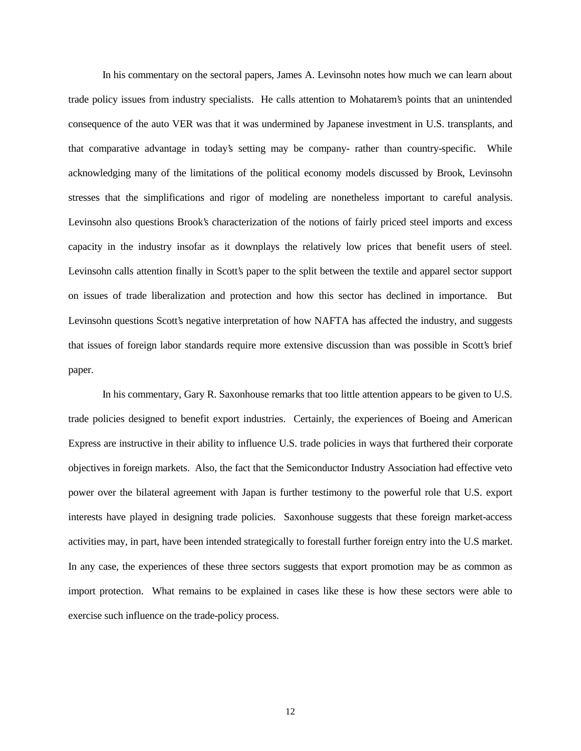In his commentary on the sectoral papers, James A. Levinsohn notes how much we can learn about trade policy issues from industry specialists. He calls attention to Mohatarem's points that an unintended consequence of the auto VER was that it was undermined by Japanese investment in U.S. transplants, and that comparative advantage in today's setting may be company- rather than country-specific. While acknowledging many of the limitations of the political economy models discussed by Brook, Levinsohn stresses that the simplifications and rigor of modeling are nonetheless important to careful analysis. Levinsohn also questions Brook's characterization of the notions of fairly priced steel imports and excess capacity in the industry insofar as it downplays the relatively low prices that benefit users of steel. Levinsohn calls attention finally in Scott's paper to the split between the textile and apparel sector support on issues of trade liberalization and protection and how this sector has declined in importance. But Levinsohn questions Scott's negative interpretation of how NAFTA has affected the industry, and suggests that issues of foreign labor standards require more extensive discussion than was possible in Scott's brief paper.

In his commentary, Gary R. Saxonhouse remarks that too little attention appears to be given to U.S. trade policies designed to benefit export industries. Certainly, the experiences of Boeing and American Express are instructive in their ability to influence U.S. trade policies in ways that furthered their corporate objectives in foreign markets. Also, the fact that the Semiconductor Industry Association had effective veto power over the bilateral agreement with Japan is further testimony to the powerful role that U.S. export interests have played in designing trade policies. Saxonhouse suggests that these foreign market-access activities may, in part, have been intended strategically to forestall further foreign entry into the U.S market. In any case, the experiences of these three sectors suggests that export promotion may be as common as import protection. What remains to be explained in cases like these is how these sectors were able to exercise such influence on the trade-policy process.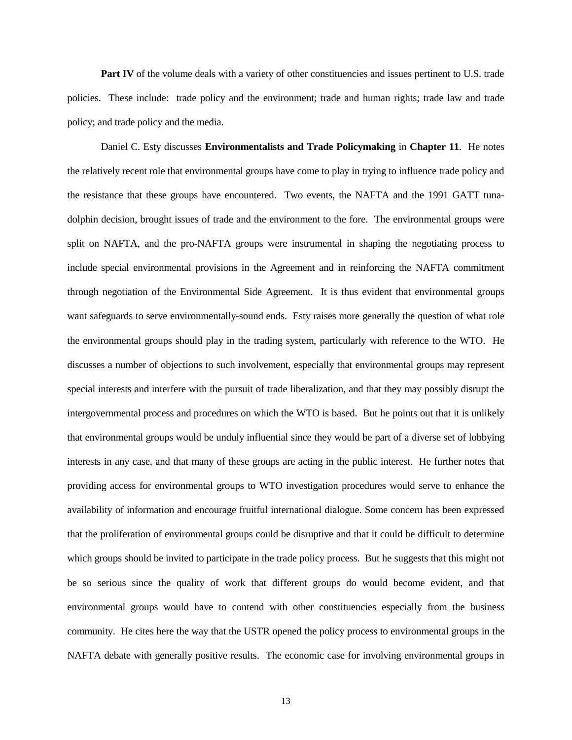**Part IV** of the volume deals with a variety of other constituencies and issues pertinent to U.S. trade policies. These include: trade policy and the environment; trade and human rights; trade law and trade policy; and trade policy and the media.

Daniel C. Esty discusses **Environmentalists and Trade Policymaking** in **Chapter 11**. He notes the relatively recent role that environmental groups have come to play in trying to influence trade policy and the resistance that these groups have encountered. Two events, the NAFTA and the 1991 GATT tuna-dolphin decision, brought issues of trade and the environment to the fore. The environmental groups were split on NAFTA, and the pro-NAFTA groups were instrumental in shaping the negotiating process to include special environmental provisions in the Agreement and in reinforcing the NAFTA commitment through negotiation of the Environmental Side Agreement. It is thus evident that environmental groups want safeguards to serve environmentally-sound ends. Esty raises more generally the question of what role the environmental groups should play in the trading system, particularly with reference to the WTO. He discusses a number of objections to such involvement, especially that environmental groups may represent special interests and interfere with the pursuit of trade liberalization, and that they may possibly disrupt the intergovernmental process and procedures on which the WTO is based. But he points out that it is unlikely that environmental groups would be unduly influential since they would be part of a diverse set of lobbying interests in any case, and that many of these groups are acting in the public interest. He further notes that providing access for environmental groups to WTO investigation procedures would serve to enhance the availability of information and encourage fruitful international dialogue. Some concern has been expressed that the proliferation of environmental groups could be disruptive and that it could be difficult to determine which groups should be invited to participate in the trade policy process. But he suggests that this might not be so serious since the quality of work that different groups do would become evident, and that environmental groups would have to contend with other constituencies especially from the business community. He cites here the way that the USTR opened the policy process to environmental groups in the NAFTA debate with generally positive results. The economic case for involving environmental groups in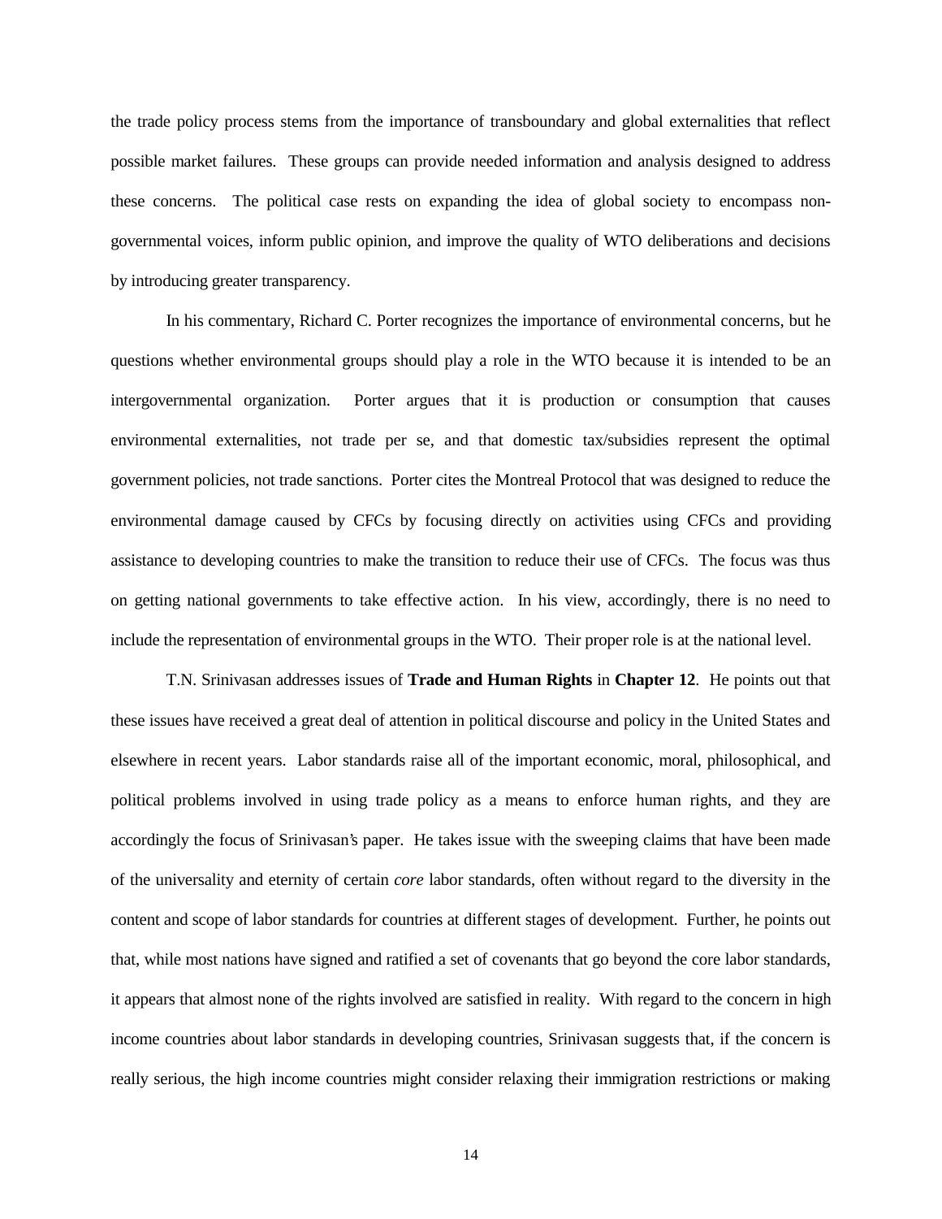the trade policy process stems from the importance of transboundary and global externalities that reflect possible market failures. These groups can provide needed information and analysis designed to address these concerns. The political case rests on expanding the idea of global society to encompass non-governmental voices, inform public opinion, and improve the quality of WTO deliberations and decisions by introducing greater transparency.

In his commentary, Richard C. Porter recognizes the importance of environmental concerns, but he questions whether environmental groups should play a role in the WTO because it is intended to be an intergovernmental organization. Porter argues that it is production or consumption that causes environmental externalities, not trade per se, and that domestic tax/subsidies represent the optimal government policies, not trade sanctions. Porter cites the Montreal Protocol that was designed to reduce the environmental damage caused by CFCs by focusing directly on activities using CFCs and providing assistance to developing countries to make the transition to reduce their use of CFCs. The focus was thus on getting national governments to take effective action. In his view, accordingly, there is no need to include the representation of environmental groups in the WTO. Their proper role is at the national level.

T.N. Srinivasan addresses issues of **Trade and Human Rights** in **Chapter 12**. He points out that these issues have received a great deal of attention in political discourse and policy in the United States and elsewhere in recent years. Labor standards raise all of the important economic, moral, philosophical, and political problems involved in using trade policy as a means to enforce human rights, and they are accordingly the focus of Srinivasan's paper. He takes issue with the sweeping claims that have been made of the universality and eternity of certain *core* labor standards, often without regard to the diversity in the content and scope of labor standards for countries at different stages of development. Further, he points out that, while most nations have signed and ratified a set of covenants that go beyond the core labor standards, it appears that almost none of the rights involved are satisfied in reality. With regard to the concern in high income countries about labor standards in developing countries, Srinivasan suggests that, if the concern is really serious, the high income countries might consider relaxing their immigration restrictions or making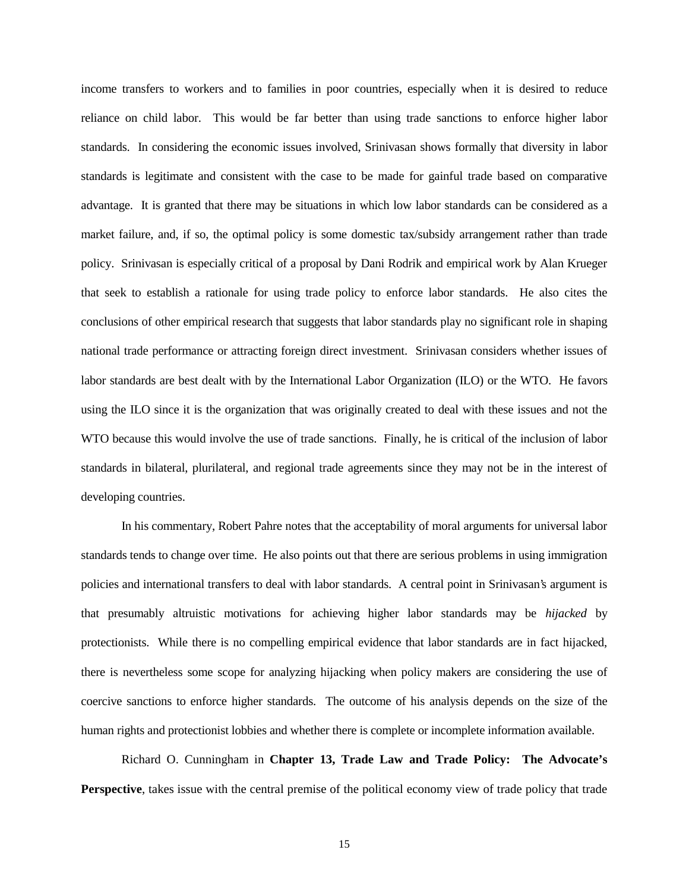income transfers to workers and to families in poor countries, especially when it is desired to reduce reliance on child labor. This would be far better than using trade sanctions to enforce higher labor standards. In considering the economic issues involved, Srinivasan shows formally that diversity in labor standards is legitimate and consistent with the case to be made for gainful trade based on comparative advantage. It is granted that there may be situations in which low labor standards can be considered as a market failure, and, if so, the optimal policy is some domestic tax/subsidy arrangement rather than trade policy. Srinivasan is especially critical of a proposal by Dani Rodrik and empirical work by Alan Krueger that seek to establish a rationale for using trade policy to enforce labor standards. He also cites the conclusions of other empirical research that suggests that labor standards play no significant role in shaping national trade performance or attracting foreign direct investment. Srinivasan considers whether issues of labor standards are best dealt with by the International Labor Organization (ILO) or the WTO. He favors using the ILO since it is the organization that was originally created to deal with these issues and not the WTO because this would involve the use of trade sanctions. Finally, he is critical of the inclusion of labor standards in bilateral, plurilateral, and regional trade agreements since they may not be in the interest of developing countries.

In his commentary, Robert Pahre notes that the acceptability of moral arguments for universal labor standards tends to change over time. He also points out that there are serious problems in using immigration policies and international transfers to deal with labor standards. A central point in Srinivasan's argument is that presumably altruistic motivations for achieving higher labor standards may be *hijacked* by protectionists. While there is no compelling empirical evidence that labor standards are in fact hijacked, there is nevertheless some scope for analyzing hijacking when policy makers are considering the use of coercive sanctions to enforce higher standards. The outcome of his analysis depends on the size of the human rights and protectionist lobbies and whether there is complete or incomplete information available.

Richard O. Cunningham in **Chapter 13, Trade Law and Trade Policy: The Advocate's Perspective**, takes issue with the central premise of the political economy view of trade policy that trade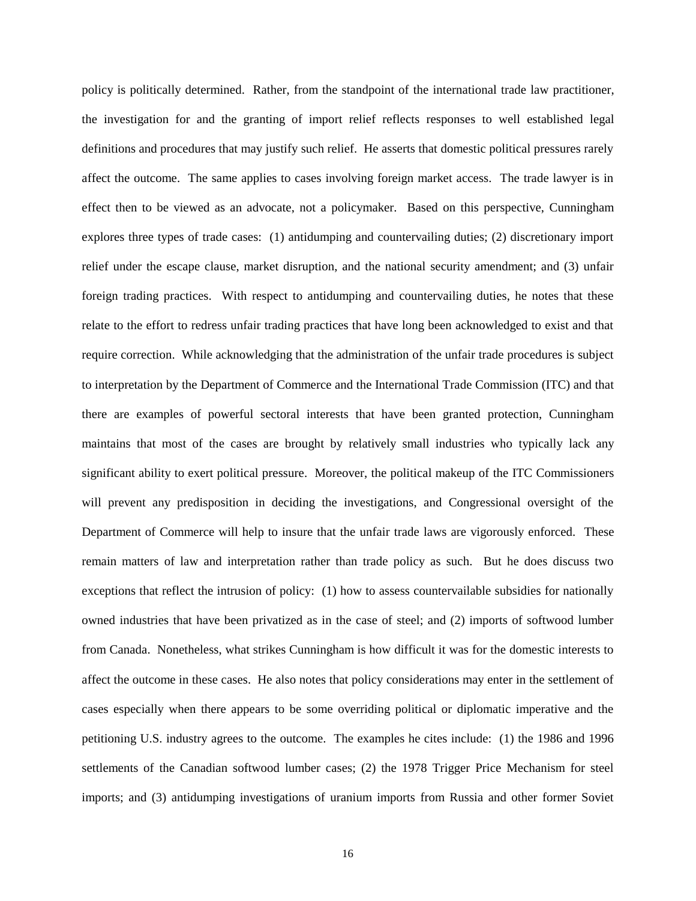policy is politically determined. Rather, from the standpoint of the international trade law practitioner, the investigation for and the granting of import relief reflects responses to well established legal definitions and procedures that may justify such relief. He asserts that domestic political pressures rarely affect the outcome. The same applies to cases involving foreign market access. The trade lawyer is in effect then to be viewed as an advocate, not a policymaker. Based on this perspective, Cunningham explores three types of trade cases: (1) antidumping and countervailing duties; (2) discretionary import relief under the escape clause, market disruption, and the national security amendment; and (3) unfair foreign trading practices. With respect to antidumping and countervailing duties, he notes that these relate to the effort to redress unfair trading practices that have long been acknowledged to exist and that require correction. While acknowledging that the administration of the unfair trade procedures is subject to interpretation by the Department of Commerce and the International Trade Commission (ITC) and that there are examples of powerful sectoral interests that have been granted protection, Cunningham maintains that most of the cases are brought by relatively small industries who typically lack any significant ability to exert political pressure. Moreover, the political makeup of the ITC Commissioners will prevent any predisposition in deciding the investigations, and Congressional oversight of the Department of Commerce will help to insure that the unfair trade laws are vigorously enforced. These remain matters of law and interpretation rather than trade policy as such. But he does discuss two exceptions that reflect the intrusion of policy: (1) how to assess countervailable subsidies for nationally owned industries that have been privatized as in the case of steel; and (2) imports of softwood lumber from Canada. Nonetheless, what strikes Cunningham is how difficult it was for the domestic interests to affect the outcome in these cases. He also notes that policy considerations may enter in the settlement of cases especially when there appears to be some overriding political or diplomatic imperative and the petitioning U.S. industry agrees to the outcome. The examples he cites include: (1) the 1986 and 1996 settlements of the Canadian softwood lumber cases; (2) the 1978 Trigger Price Mechanism for steel imports; and (3) antidumping investigations of uranium imports from Russia and other former Soviet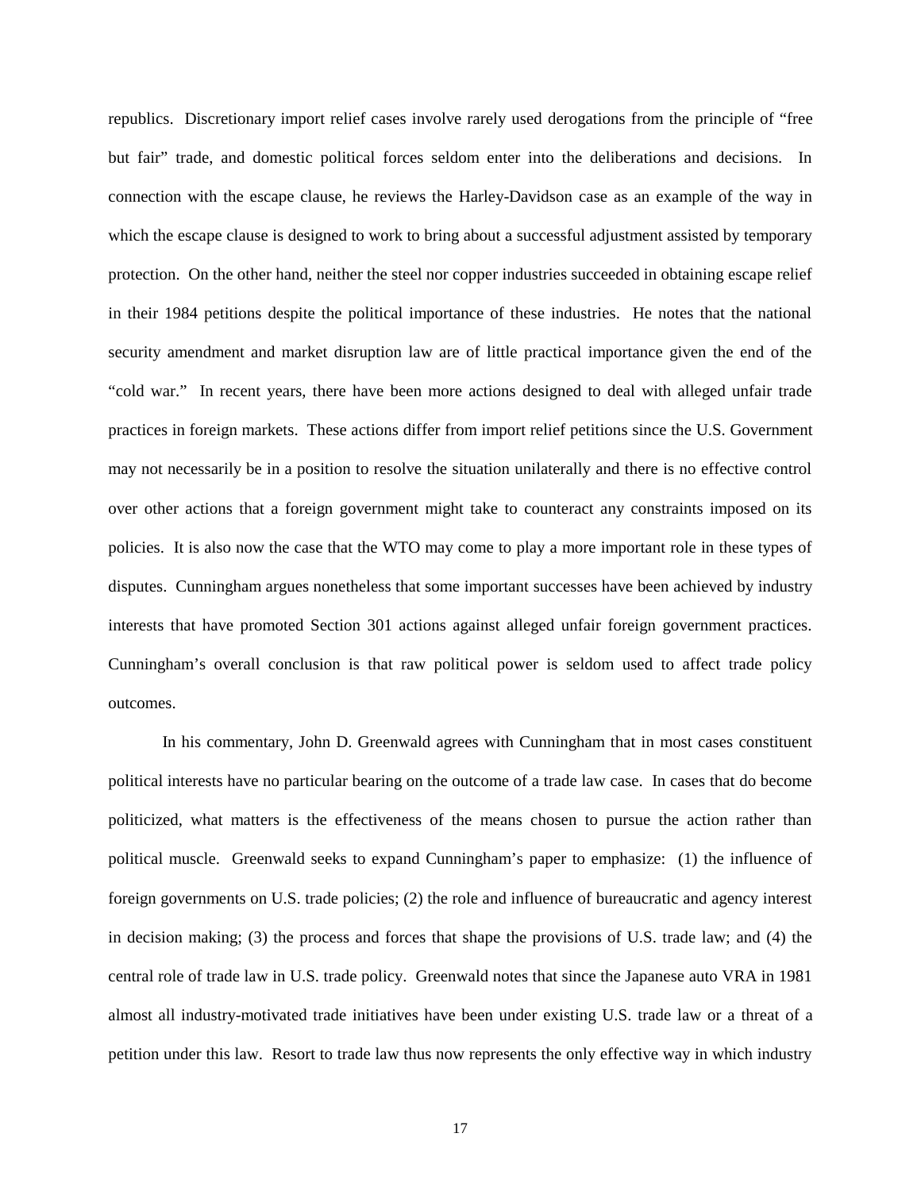republics. Discretionary import relief cases involve rarely used derogations from the principle of "free but fair" trade, and domestic political forces seldom enter into the deliberations and decisions. In connection with the escape clause, he reviews the Harley-Davidson case as an example of the way in which the escape clause is designed to work to bring about a successful adjustment assisted by temporary protection. On the other hand, neither the steel nor copper industries succeeded in obtaining escape relief in their 1984 petitions despite the political importance of these industries. He notes that the national security amendment and market disruption law are of little practical importance given the end of the "cold war." In recent years, there have been more actions designed to deal with alleged unfair trade practices in foreign markets. These actions differ from import relief petitions since the U.S. Government may not necessarily be in a position to resolve the situation unilaterally and there is no effective control over other actions that a foreign government might take to counteract any constraints imposed on its policies. It is also now the case that the WTO may come to play a more important role in these types of disputes. Cunningham argues nonetheless that some important successes have been achieved by industry interests that have promoted Section 301 actions against alleged unfair foreign government practices. Cunningham's overall conclusion is that raw political power is seldom used to affect trade policy outcomes.

In his commentary, John D. Greenwald agrees with Cunningham that in most cases constituent political interests have no particular bearing on the outcome of a trade law case. In cases that do become politicized, what matters is the effectiveness of the means chosen to pursue the action rather than political muscle. Greenwald seeks to expand Cunningham's paper to emphasize: (1) the influence of foreign governments on U.S. trade policies; (2) the role and influence of bureaucratic and agency interest in decision making; (3) the process and forces that shape the provisions of U.S. trade law; and (4) the central role of trade law in U.S. trade policy. Greenwald notes that since the Japanese auto VRA in 1981 almost all industry-motivated trade initiatives have been under existing U.S. trade law or a threat of a petition under this law. Resort to trade law thus now represents the only effective way in which industry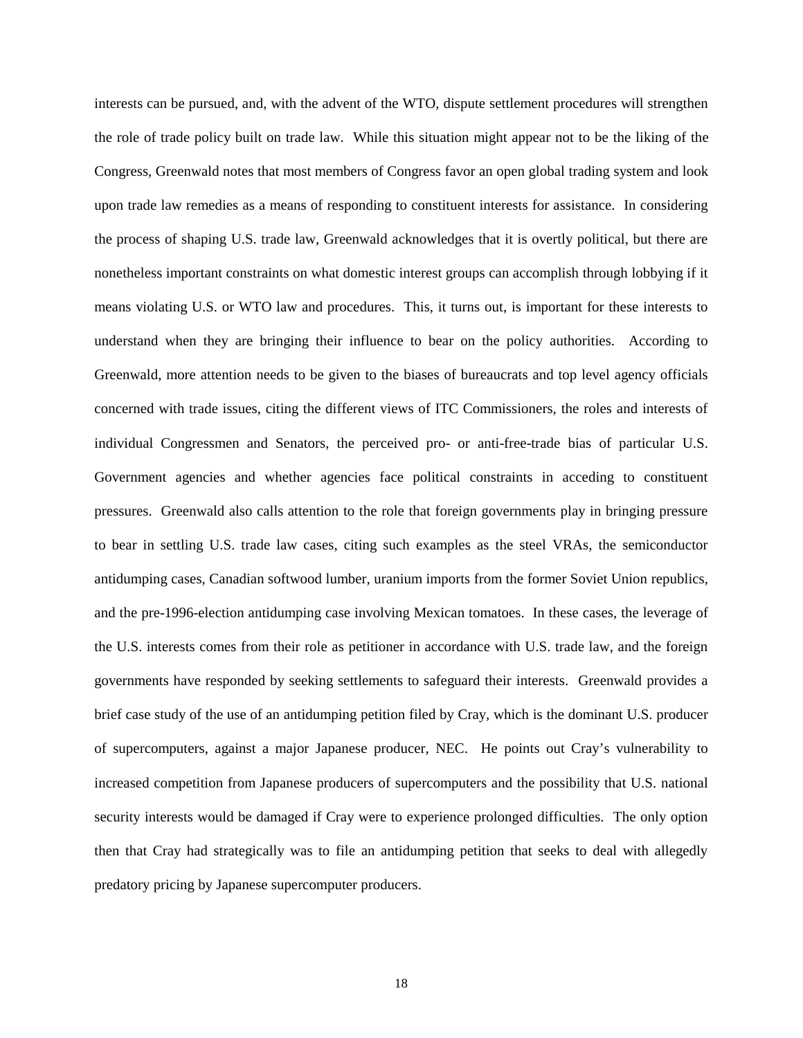interests can be pursued, and, with the advent of the WTO, dispute settlement procedures will strengthen the role of trade policy built on trade law. While this situation might appear not to be the liking of the Congress, Greenwald notes that most members of Congress favor an open global trading system and look upon trade law remedies as a means of responding to constituent interests for assistance. In considering the process of shaping U.S. trade law, Greenwald acknowledges that it is overtly political, but there are nonetheless important constraints on what domestic interest groups can accomplish through lobbying if it means violating U.S. or WTO law and procedures. This, it turns out, is important for these interests to understand when they are bringing their influence to bear on the policy authorities. According to Greenwald, more attention needs to be given to the biases of bureaucrats and top level agency officials concerned with trade issues, citing the different views of ITC Commissioners, the roles and interests of individual Congressmen and Senators, the perceived pro- or anti-free-trade bias of particular U.S. Government agencies and whether agencies face political constraints in acceding to constituent pressures. Greenwald also calls attention to the role that foreign governments play in bringing pressure to bear in settling U.S. trade law cases, citing such examples as the steel VRAs, the semiconductor antidumping cases, Canadian softwood lumber, uranium imports from the former Soviet Union republics, and the pre-1996-election antidumping case involving Mexican tomatoes. In these cases, the leverage of the U.S. interests comes from their role as petitioner in accordance with U.S. trade law, and the foreign governments have responded by seeking settlements to safeguard their interests. Greenwald provides a brief case study of the use of an antidumping petition filed by Cray, which is the dominant U.S. producer of supercomputers, against a major Japanese producer, NEC. He points out Cray's vulnerability to increased competition from Japanese producers of supercomputers and the possibility that U.S. national security interests would be damaged if Cray were to experience prolonged difficulties. The only option then that Cray had strategically was to file an antidumping petition that seeks to deal with allegedly predatory pricing by Japanese supercomputer producers.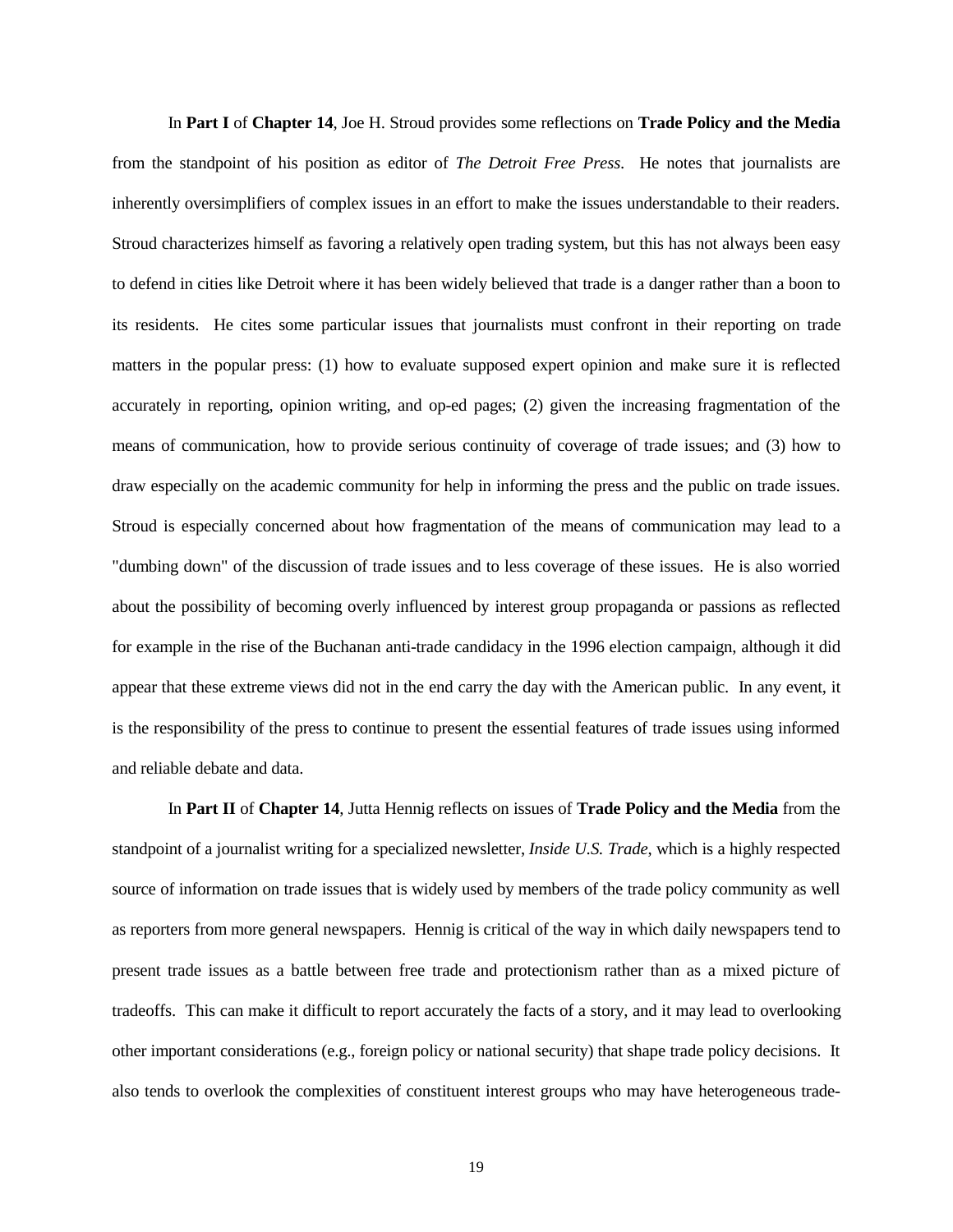In **Part I** of **Chapter 14**, Joe H. Stroud provides some reflections on **Trade Policy and the Media** from the standpoint of his position as editor of *The Detroit Free Press*. He notes that journalists are inherently oversimplifiers of complex issues in an effort to make the issues understandable to their readers. Stroud characterizes himself as favoring a relatively open trading system, but this has not always been easy to defend in cities like Detroit where it has been widely believed that trade is a danger rather than a boon to its residents. He cites some particular issues that journalists must confront in their reporting on trade matters in the popular press: (1) how to evaluate supposed expert opinion and make sure it is reflected accurately in reporting, opinion writing, and op-ed pages; (2) given the increasing fragmentation of the means of communication, how to provide serious continuity of coverage of trade issues; and (3) how to draw especially on the academic community for help in informing the press and the public on trade issues. Stroud is especially concerned about how fragmentation of the means of communication may lead to a "dumbing down" of the discussion of trade issues and to less coverage of these issues. He is also worried about the possibility of becoming overly influenced by interest group propaganda or passions as reflected for example in the rise of the Buchanan anti-trade candidacy in the 1996 election campaign, although it did appear that these extreme views did not in the end carry the day with the American public. In any event, it is the responsibility of the press to continue to present the essential features of trade issues using informed and reliable debate and data.

In **Part II** of **Chapter 14**, Jutta Hennig reflects on issues of **Trade Policy and the Media** from the standpoint of a journalist writing for a specialized newsletter, *Inside U.S. Trade*, which is a highly respected source of information on trade issues that is widely used by members of the trade policy community as well as reporters from more general newspapers. Hennig is critical of the way in which daily newspapers tend to present trade issues as a battle between free trade and protectionism rather than as a mixed picture of tradeoffs. This can make it difficult to report accurately the facts of a story, and it may lead to overlooking other important considerations (e.g., foreign policy or national security) that shape trade policy decisions. It also tends to overlook the complexities of constituent interest groups who may have heterogeneous trade-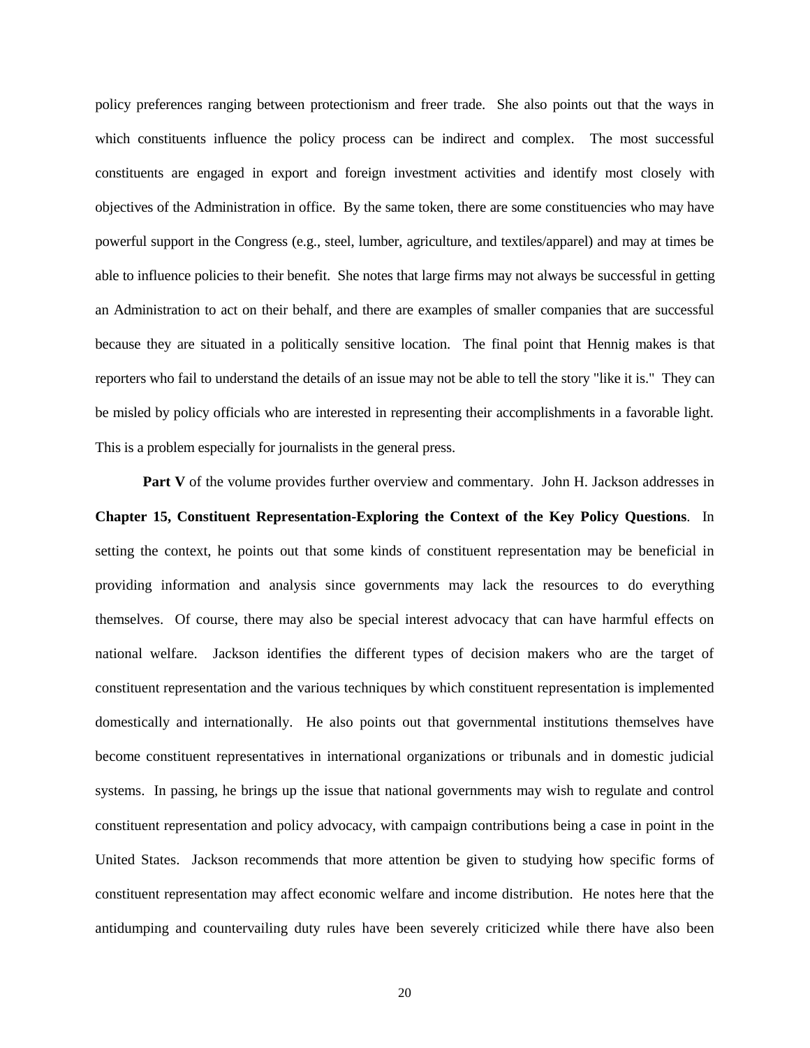policy preferences ranging between protectionism and freer trade. She also points out that the ways in which constituents influence the policy process can be indirect and complex. The most successful constituents are engaged in export and foreign investment activities and identify most closely with objectives of the Administration in office. By the same token, there are some constituencies who may have powerful support in the Congress (e.g., steel, lumber, agriculture, and textiles/apparel) and may at times be able to influence policies to their benefit. She notes that large firms may not always be successful in getting an Administration to act on their behalf, and there are examples of smaller companies that are successful because they are situated in a politically sensitive location. The final point that Hennig makes is that reporters who fail to understand the details of an issue may not be able to tell the story "like it is." They can be misled by policy officials who are interested in representing their accomplishments in a favorable light. This is a problem especially for journalists in the general press.

**Part V** of the volume provides further overview and commentary. John H. Jackson addresses in **Chapter 15, Constituent Representation-Exploring the Context of the Key Policy Questions**. In setting the context, he points out that some kinds of constituent representation may be beneficial in providing information and analysis since governments may lack the resources to do everything themselves. Of course, there may also be special interest advocacy that can have harmful effects on national welfare. Jackson identifies the different types of decision makers who are the target of constituent representation and the various techniques by which constituent representation is implemented domestically and internationally. He also points out that governmental institutions themselves have become constituent representatives in international organizations or tribunals and in domestic judicial systems. In passing, he brings up the issue that national governments may wish to regulate and control constituent representation and policy advocacy, with campaign contributions being a case in point in the United States. Jackson recommends that more attention be given to studying how specific forms of constituent representation may affect economic welfare and income distribution. He notes here that the antidumping and countervailing duty rules have been severely criticized while there have also been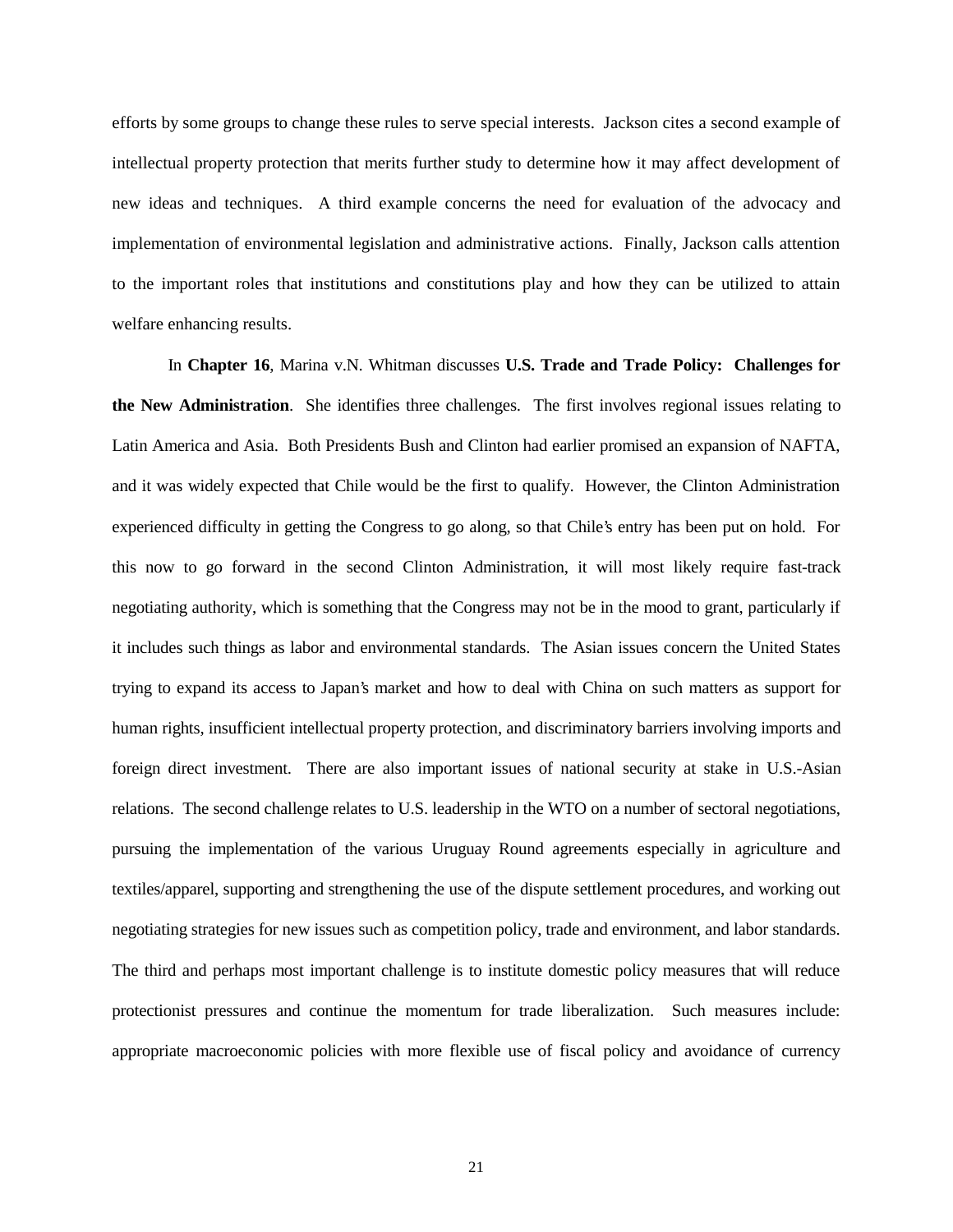efforts by some groups to change these rules to serve special interests. Jackson cites a second example of intellectual property protection that merits further study to determine how it may affect development of new ideas and techniques. A third example concerns the need for evaluation of the advocacy and implementation of environmental legislation and administrative actions. Finally, Jackson calls attention to the important roles that institutions and constitutions play and how they can be utilized to attain welfare enhancing results.

In **Chapter 16**, Marina v.N. Whitman discusses **U.S. Trade and Trade Policy: Challenges for the New Administration**. She identifies three challenges. The first involves regional issues relating to Latin America and Asia. Both Presidents Bush and Clinton had earlier promised an expansion of NAFTA, and it was widely expected that Chile would be the first to qualify. However, the Clinton Administration experienced difficulty in getting the Congress to go along, so that Chile's entry has been put on hold. For this now to go forward in the second Clinton Administration, it will most likely require fast-track negotiating authority, which is something that the Congress may not be in the mood to grant, particularly if it includes such things as labor and environmental standards. The Asian issues concern the United States trying to expand its access to Japan's market and how to deal with China on such matters as support for human rights, insufficient intellectual property protection, and discriminatory barriers involving imports and foreign direct investment. There are also important issues of national security at stake in U.S.-Asian relations. The second challenge relates to U.S. leadership in the WTO on a number of sectoral negotiations, pursuing the implementation of the various Uruguay Round agreements especially in agriculture and textiles/apparel, supporting and strengthening the use of the dispute settlement procedures, and working out negotiating strategies for new issues such as competition policy, trade and environment, and labor standards. The third and perhaps most important challenge is to institute domestic policy measures that will reduce protectionist pressures and continue the momentum for trade liberalization. Such measures include: appropriate macroeconomic policies with more flexible use of fiscal policy and avoidance of currency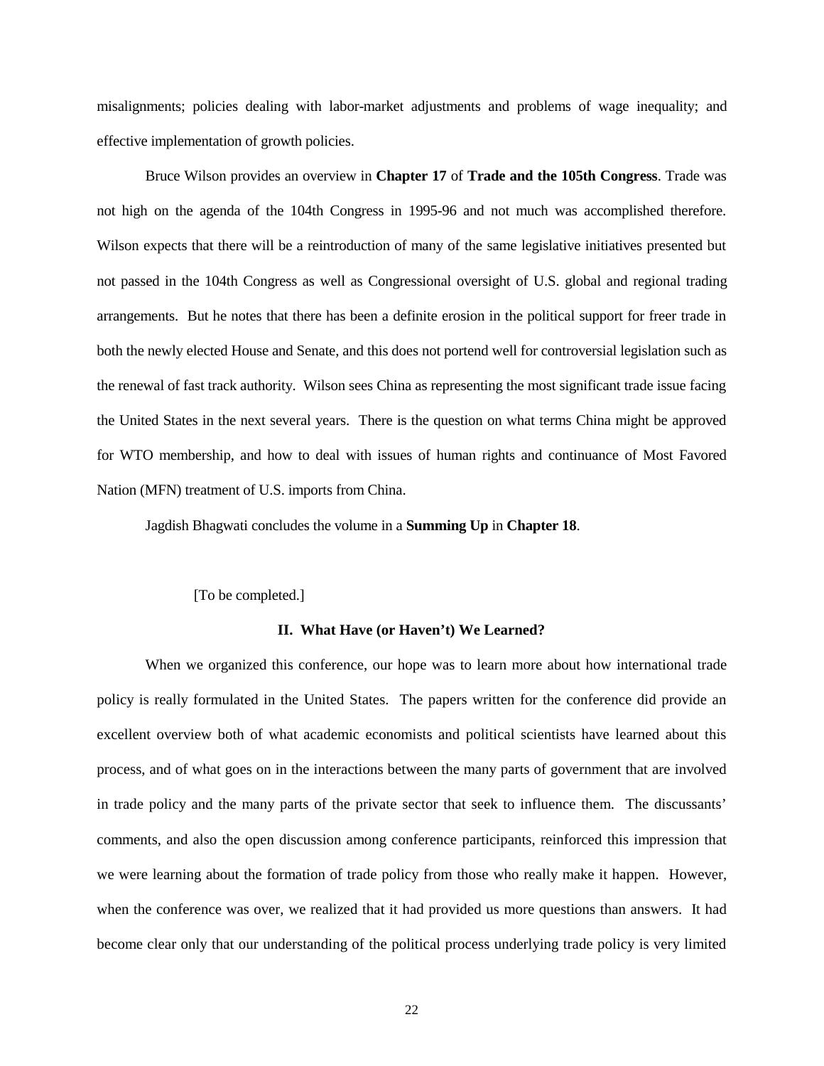misalignments; policies dealing with labor-market adjustments and problems of wage inequality; and effective implementation of growth policies.

Bruce Wilson provides an overview in **Chapter 17** of **Trade and the 105th Congress**. Trade was not high on the agenda of the 104th Congress in 1995-96 and not much was accomplished therefore. Wilson expects that there will be a reintroduction of many of the same legislative initiatives presented but not passed in the 104th Congress as well as Congressional oversight of U.S. global and regional trading arrangements. But he notes that there has been a definite erosion in the political support for freer trade in both the newly elected House and Senate, and this does not portend well for controversial legislation such as the renewal of fast track authority. Wilson sees China as representing the most significant trade issue facing the United States in the next several years. There is the question on what terms China might be approved for WTO membership, and how to deal with issues of human rights and continuance of Most Favored Nation (MFN) treatment of U.S. imports from China.

Jagdish Bhagwati concludes the volume in a **Summing Up** in **Chapter 18**.

[To be completed.]

## II. What Have (or Haven't) We Learned?

When we organized this conference, our hope was to learn more about how international trade policy is really formulated in the United States. The papers written for the conference did provide an excellent overview both of what academic economists and political scientists have learned about this process, and of what goes on in the interactions between the many parts of government that are involved in trade policy and the many parts of the private sector that seek to influence them. The discussants' comments, and also the open discussion among conference participants, reinforced this impression that we were learning about the formation of trade policy from those who really make it happen. However, when the conference was over, we realized that it had provided us more questions than answers. It had become clear only that our understanding of the political process underlying trade policy is very limited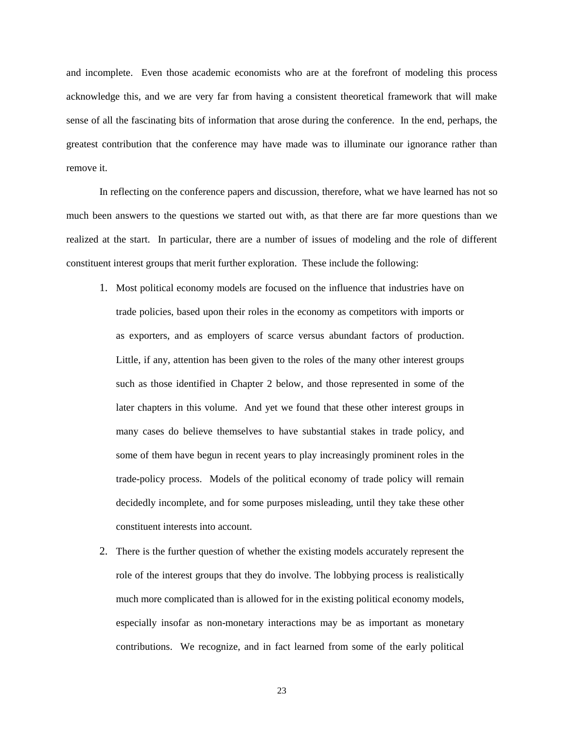and incomplete. Even those academic economists who are at the forefront of modeling this process acknowledge this, and we are very far from having a consistent theoretical framework that will make sense of all the fascinating bits of information that arose during the conference. In the end, perhaps, the greatest contribution that the conference may have made was to illuminate our ignorance rather than remove it.

In reflecting on the conference papers and discussion, therefore, what we have learned has not so much been answers to the questions we started out with, as that there are far more questions than we realized at the start. In particular, there are a number of issues of modeling and the role of different constituent interest groups that merit further exploration. These include the following:

1. Most political economy models are focused on the influence that industries have on trade policies, based upon their roles in the economy as competitors with imports or as exporters, and as employers of scarce versus abundant factors of production. Little, if any, attention has been given to the roles of the many other interest groups such as those identified in Chapter 2 below, and those represented in some of the later chapters in this volume. And yet we found that these other interest groups in many cases do believe themselves to have substantial stakes in trade policy, and some of them have begun in recent years to play increasingly prominent roles in the trade-policy process. Models of the political economy of trade policy will remain decidedly incomplete, and for some purposes misleading, until they take these other constituent interests into account.

2. There is the further question of whether the existing models accurately represent the role of the interest groups that they do involve. The lobbying process is realistically much more complicated than is allowed for in the existing political economy models, especially insofar as non-monetary interactions may be as important as monetary contributions. We recognize, and in fact learned from some of the early political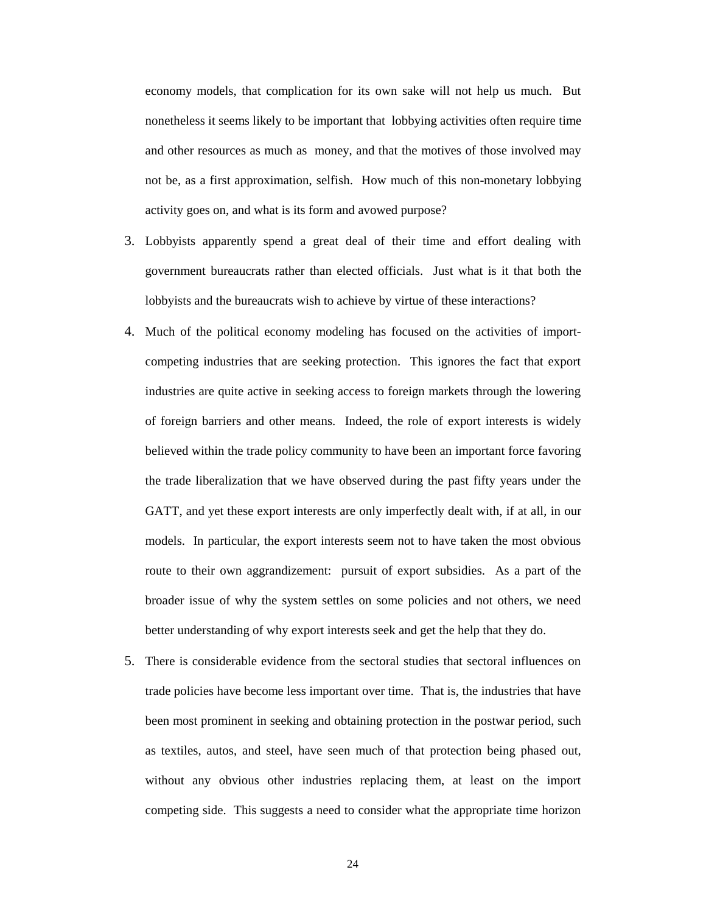economy models, that complication for its own sake will not help us much. But nonetheless it seems likely to be important that lobbying activities often require time and other resources as much as money, and that the motives of those involved may not be, as a first approximation, selfish. How much of this non-monetary lobbying activity goes on, and what is its form and avowed purpose?

3. Lobbyists apparently spend a great deal of their time and effort dealing with government bureaucrats rather than elected officials. Just what is it that both the lobbyists and the bureaucrats wish to achieve by virtue of these interactions?

4. Much of the political economy modeling has focused on the activities of import-competing industries that are seeking protection. This ignores the fact that export industries are quite active in seeking access to foreign markets through the lowering of foreign barriers and other means. Indeed, the role of export interests is widely believed within the trade policy community to have been an important force favoring the trade liberalization that we have observed during the past fifty years under the GATT, and yet these export interests are only imperfectly dealt with, if at all, in our models. In particular, the export interests seem not to have taken the most obvious route to their own aggrandizement: pursuit of export subsidies. As a part of the broader issue of why the system settles on some policies and not others, we need better understanding of why export interests seek and get the help that they do.

5. There is considerable evidence from the sectoral studies that sectoral influences on trade policies have become less important over time. That is, the industries that have been most prominent in seeking and obtaining protection in the postwar period, such as textiles, autos, and steel, have seen much of that protection being phased out, without any obvious other industries replacing them, at least on the import competing side. This suggests a need to consider what the appropriate time horizon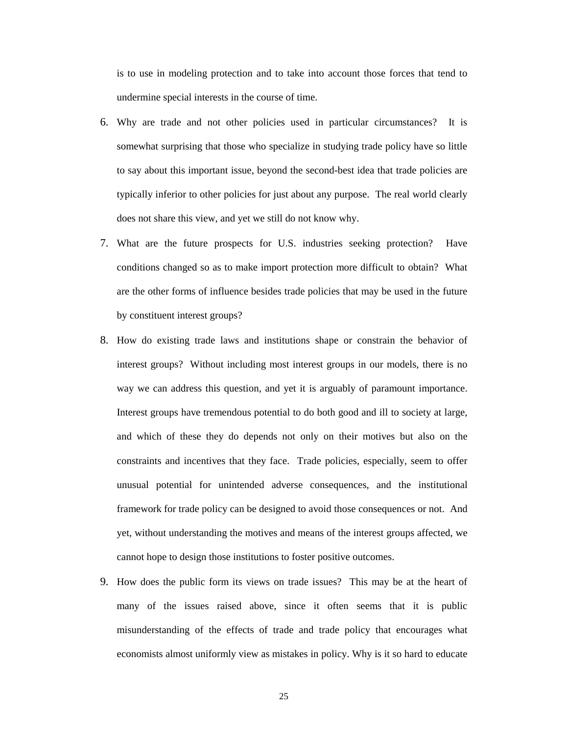is to use in modeling protection and to take into account those forces that tend to undermine special interests in the course of time.

6. Why are trade and not other policies used in particular circumstances? It is somewhat surprising that those who specialize in studying trade policy have so little to say about this important issue, beyond the second-best idea that trade policies are typically inferior to other policies for just about any purpose. The real world clearly does not share this view, and yet we still do not know why.

7. What are the future prospects for U.S. industries seeking protection? Have conditions changed so as to make import protection more difficult to obtain? What are the other forms of influence besides trade policies that may be used in the future by constituent interest groups?

8. How do existing trade laws and institutions shape or constrain the behavior of interest groups? Without including most interest groups in our models, there is no way we can address this question, and yet it is arguably of paramount importance. Interest groups have tremendous potential to do both good and ill to society at large, and which of these they do depends not only on their motives but also on the constraints and incentives that they face. Trade policies, especially, seem to offer unusual potential for unintended adverse consequences, and the institutional framework for trade policy can be designed to avoid those consequences or not. And yet, without understanding the motives and means of the interest groups affected, we cannot hope to design those institutions to foster positive outcomes.

9. How does the public form its views on trade issues? This may be at the heart of many of the issues raised above, since it often seems that it is public misunderstanding of the effects of trade and trade policy that encourages what economists almost uniformly view as mistakes in policy. Why is it so hard to educate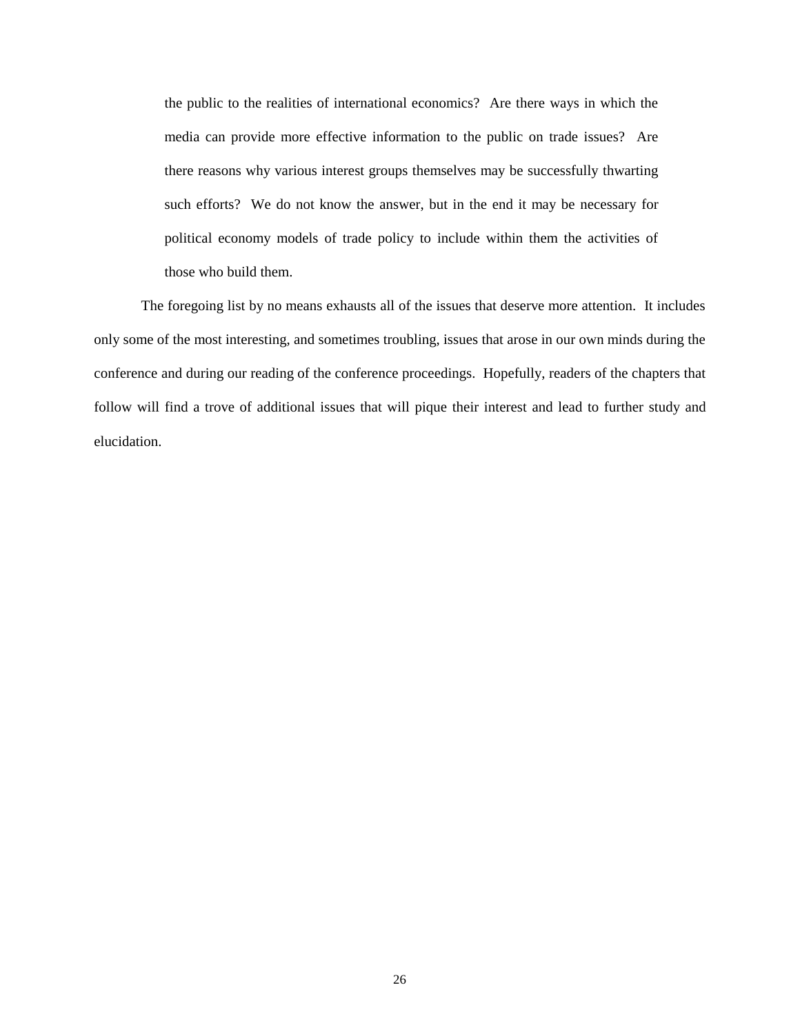the public to the realities of international economics? Are there ways in which the media can provide more effective information to the public on trade issues? Are there reasons why various interest groups themselves may be successfully thwarting such efforts? We do not know the answer, but in the end it may be necessary for political economy models of trade policy to include within them the activities of those who build them.

The foregoing list by no means exhausts all of the issues that deserve more attention. It includes only some of the most interesting, and sometimes troubling, issues that arose in our own minds during the conference and during our reading of the conference proceedings. Hopefully, readers of the chapters that follow will find a trove of additional issues that will pique their interest and lead to further study and elucidation.